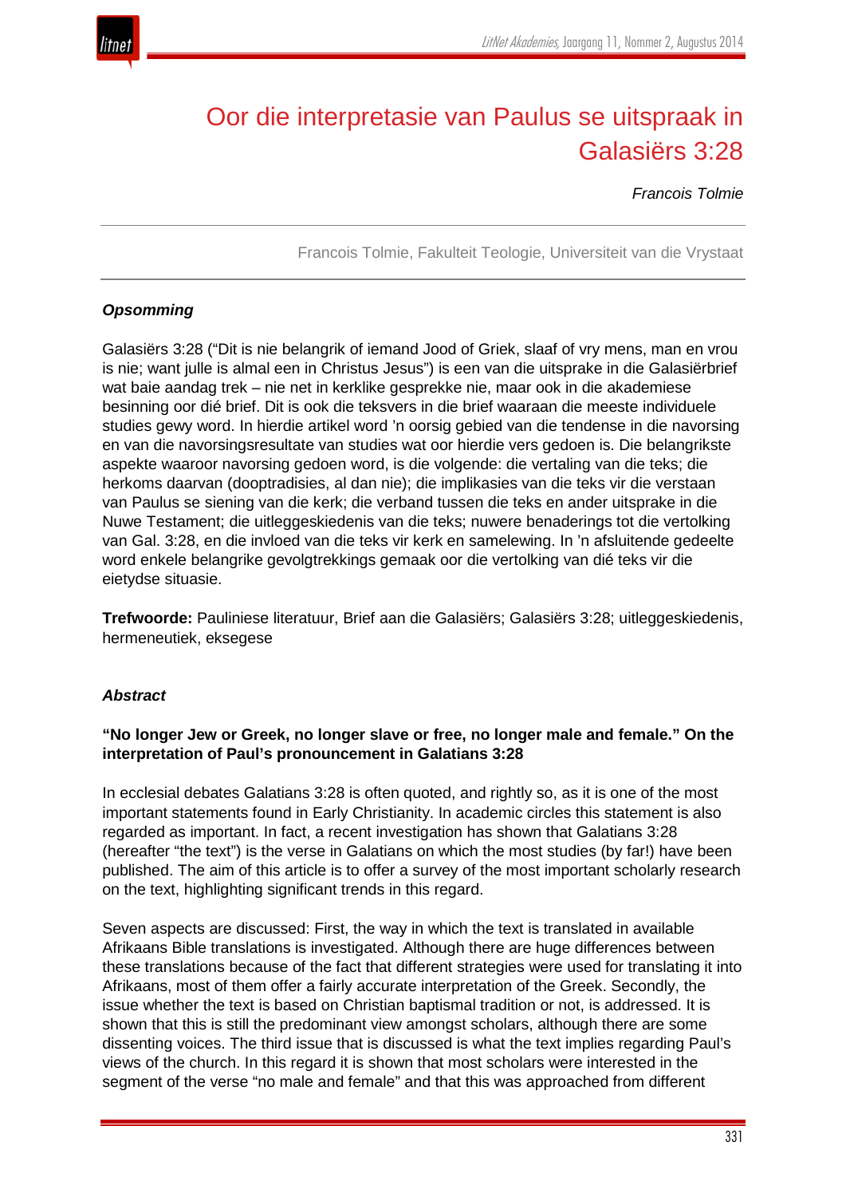# Oor die interpretasie van Paulus se uitspraak in Galasiërs 3:28

*Francois Tolmie*

Francois Tolmie, Fakulteit Teologie, Universiteit van die Vrystaat

***Opsomming***

Galasiërs 3:28 ("Dit is nie belangrik of iemand Jood of Griek, slaaf of vry mens, man en vrou is nie; want julle is almal een in Christus Jesus") is een van die uitsprake in die Galasiërbrief wat baie aandag trek – nie net in kerklike gesprekke nie, maar ook in die akademiese besinning oor dié brief. Dit is ook die teksvers in die brief waaraan die meeste individuele studies gewy word. In hierdie artikel word 'n oorsig gebied van die tendense in die navorsing en van die navorsingsresultate van studies wat oor hierdie vers gedoen is. Die belangrikste aspekte waaroor navorsing gedoen word, is die volgende: die vertaling van die teks; die herkoms daarvan (dooptradisies, al dan nie); die implikasies van die teks vir die verstaan van Paulus se siening van die kerk; die verband tussen die teks en ander uitsprake in die Nuwe Testament; die uitleggeskiedenis van die teks; nuwere benaderings tot die vertolking van Gal. 3:28, en die invloed van die teks vir kerk en samelewing. In 'n afsluitende gedeelte word enkele belangrike gevolgtrekkings gemaak oor die vertolking van dié teks vir die eietydse situasie.

**Trefwoorde:** Pauliniese literatuur, Brief aan die Galasiërs; Galasiërs 3:28; uitleggeskiedenis, hermeneutiek, eksegese

***Abstract***

**"No longer Jew or Greek, no longer slave or free, no longer male and female." On the interpretation of Paul's pronouncement in Galatians 3:28**

In ecclesial debates Galatians 3:28 is often quoted, and rightly so, as it is one of the most important statements found in Early Christianity. In academic circles this statement is also regarded as important. In fact, a recent investigation has shown that Galatians 3:28 (hereafter "the text") is the verse in Galatians on which the most studies (by far!) have been published. The aim of this article is to offer a survey of the most important scholarly research on the text, highlighting significant trends in this regard.

Seven aspects are discussed: First, the way in which the text is translated in available Afrikaans Bible translations is investigated. Although there are huge differences between these translations because of the fact that different strategies were used for translating it into Afrikaans, most of them offer a fairly accurate interpretation of the Greek. Secondly, the issue whether the text is based on Christian baptismal tradition or not, is addressed. It is shown that this is still the predominant view amongst scholars, although there are some dissenting voices. The third issue that is discussed is what the text implies regarding Paul's views of the church. In this regard it is shown that most scholars were interested in the segment of the verse "no male and female" and that this was approached from different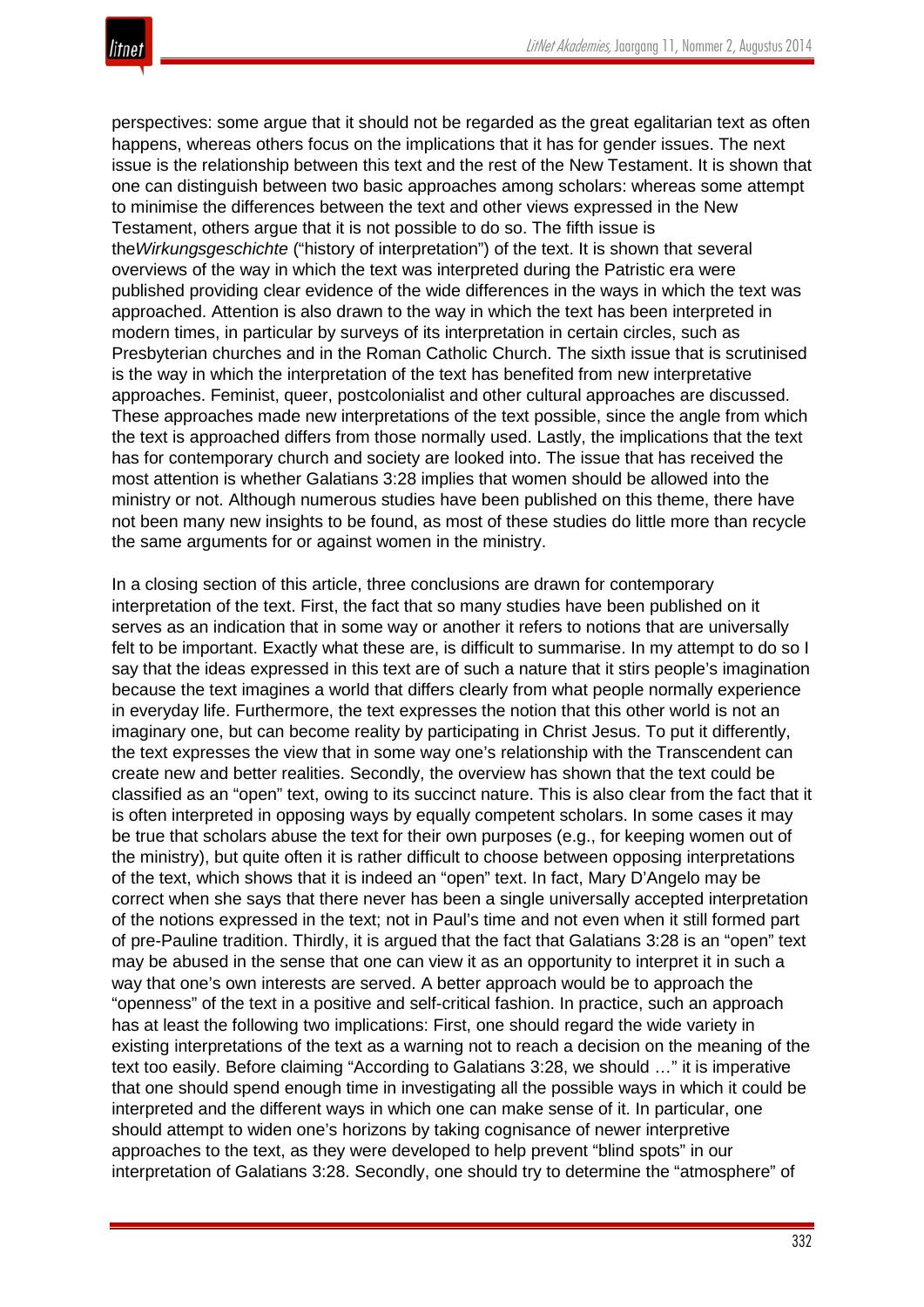perspectives: some argue that it should not be regarded as the great egalitarian text as often happens, whereas others focus on the implications that it has for gender issues. The next issue is the relationship between this text and the rest of the New Testament. It is shown that one can distinguish between two basic approaches among scholars: whereas some attempt to minimise the differences between the text and other views expressed in the New Testament, others argue that it is not possible to do so. The fifth issue is the *Wirkungsgeschichte* ("history of interpretation") of the text. It is shown that several overviews of the way in which the text was interpreted during the Patristic era were published providing clear evidence of the wide differences in the ways in which the text was approached. Attention is also drawn to the way in which the text has been interpreted in modern times, in particular by surveys of its interpretation in certain circles, such as Presbyterian churches and in the Roman Catholic Church. The sixth issue that is scrutinised is the way in which the interpretation of the text has benefited from new interpretative approaches. Feminist, queer, postcolonialist and other cultural approaches are discussed. These approaches made new interpretations of the text possible, since the angle from which the text is approached differs from those normally used. Lastly, the implications that the text has for contemporary church and society are looked into. The issue that has received the most attention is whether Galatians 3:28 implies that women should be allowed into the ministry or not. Although numerous studies have been published on this theme, there have not been many new insights to be found, as most of these studies do little more than recycle the same arguments for or against women in the ministry.

In a closing section of this article, three conclusions are drawn for contemporary interpretation of the text. First, the fact that so many studies have been published on it serves as an indication that in some way or another it refers to notions that are universally felt to be important. Exactly what these are, is difficult to summarise. In my attempt to do so I say that the ideas expressed in this text are of such a nature that it stirs people's imagination because the text imagines a world that differs clearly from what people normally experience in everyday life. Furthermore, the text expresses the notion that this other world is not an imaginary one, but can become reality by participating in Christ Jesus. To put it differently, the text expresses the view that in some way one's relationship with the Transcendent can create new and better realities. Secondly, the overview has shown that the text could be classified as an "open" text, owing to its succinct nature. This is also clear from the fact that it is often interpreted in opposing ways by equally competent scholars. In some cases it may be true that scholars abuse the text for their own purposes (e.g., for keeping women out of the ministry), but quite often it is rather difficult to choose between opposing interpretations of the text, which shows that it is indeed an "open" text. In fact, Mary D'Angelo may be correct when she says that there never has been a single universally accepted interpretation of the notions expressed in the text; not in Paul's time and not even when it still formed part of pre-Pauline tradition. Thirdly, it is argued that the fact that Galatians 3:28 is an "open" text may be abused in the sense that one can view it as an opportunity to interpret it in such a way that one's own interests are served. A better approach would be to approach the "openness" of the text in a positive and self-critical fashion. In practice, such an approach has at least the following two implications: First, one should regard the wide variety in existing interpretations of the text as a warning not to reach a decision on the meaning of the text too easily. Before claiming "According to Galatians 3:28, we should …" it is imperative that one should spend enough time in investigating all the possible ways in which it could be interpreted and the different ways in which one can make sense of it. In particular, one should attempt to widen one's horizons by taking cognisance of newer interpretive approaches to the text, as they were developed to help prevent "blind spots" in our interpretation of Galatians 3:28. Secondly, one should try to determine the "atmosphere" of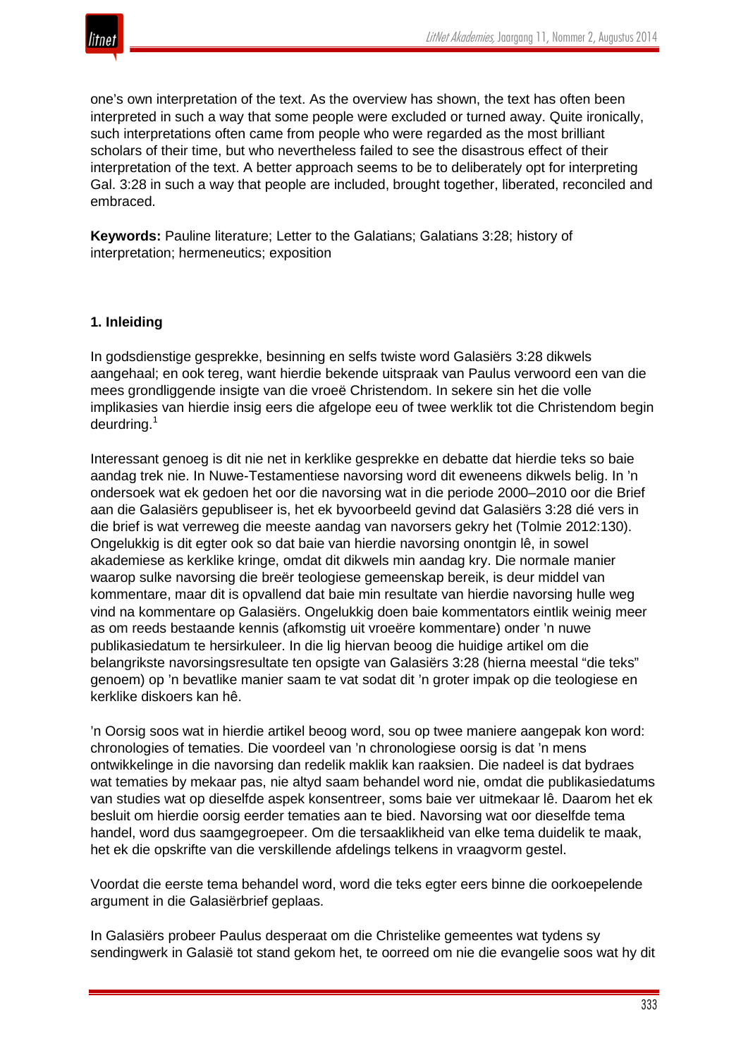one's own interpretation of the text. As the overview has shown, the text has often been interpreted in such a way that some people were excluded or turned away. Quite ironically, such interpretations often came from people who were regarded as the most brilliant scholars of their time, but who nevertheless failed to see the disastrous effect of their interpretation of the text. A better approach seems to be to deliberately opt for interpreting Gal. 3:28 in such a way that people are included, brought together, liberated, reconciled and embraced.

**Keywords:** Pauline literature; Letter to the Galatians; Galatians 3:28; history of interpretation; hermeneutics; exposition

## 1. Inleiding

In godsdienstige gesprekke, besinning en selfs twiste word Galasiërs 3:28 dikwels aangehaal; en ook tereg, want hierdie bekende uitspraak van Paulus verwoord een van die mees grondliggende insigte van die vroeë Christendom. In sekere sin het die volle implikasies van hierdie insig eers die afgelope eeu of twee werklik tot die Christendom begin deurdring.[1]

Interessant genoeg is dit nie net in kerklike gesprekke en debatte dat hierdie teks so baie aandag trek nie. In Nuwe-Testamentiese navorsing word dit eweneens dikwels belig. In 'n ondersoek wat ek gedoen het oor die navorsing wat in die periode 2000–2010 oor die Brief aan die Galasiërs gepubliseer is, het ek byvoorbeeld gevind dat Galasiërs 3:28 dié vers in die brief is wat verreweg die meeste aandag van navorsers gekry het (Tolmie 2012:130). Ongelukkig is dit egter ook so dat baie van hierdie navorsing onontgin lê, in sowel akademiese as kerklike kringe, omdat dit dikwels min aandag kry. Die normale manier waarop sulke navorsing die breër teologiese gemeenskap bereik, is deur middel van kommentare, maar dit is opvallend dat baie min resultate van hierdie navorsing hulle weg vind na kommentare op Galasiërs. Ongelukkig doen baie kommentators eintlik weinig meer as om reeds bestaande kennis (afkomstig uit vroeëre kommentare) onder 'n nuwe publikasiedatum te hersirkuleer. In die lig hiervan beoog die huidige artikel om die belangrikste navorsingsresultate ten opsigte van Galasiërs 3:28 (hierna meestal "die teks" genoem) op 'n bevatlike manier saam te vat sodat dit 'n groter impak op die teologiese en kerklike diskoers kan hê.

'n Oorsig soos wat in hierdie artikel beoog word, sou op twee maniere aangepak kon word: chronologies of tematies. Die voordeel van 'n chronologiese oorsig is dat 'n mens ontwikkelinge in die navorsing dan redelik maklik kan raaksien. Die nadeel is dat bydraes wat tematies by mekaar pas, nie altyd saam behandel word nie, omdat die publikasiedatums van studies wat op dieselfde aspek konsentreer, soms baie ver uitmekaar lê. Daarom het ek besluit om hierdie oorsig eerder tematies aan te bied. Navorsing wat oor dieselfde tema handel, word dus saamgegroepeer. Om die tersaaklikheid van elke tema duidelik te maak, het ek die opskrifte van die verskillende afdelings telkens in vraagvorm gestel.

Voordat die eerste tema behandel word, word die teks egter eers binne die oorkoepelende argument in die Galasiërbrief geplaas.

In Galasiërs probeer Paulus desperaat om die Christelike gemeentes wat tydens sy sendingwerk in Galasië tot stand gekom het, te oorreed om nie die evangelie soos wat hy dit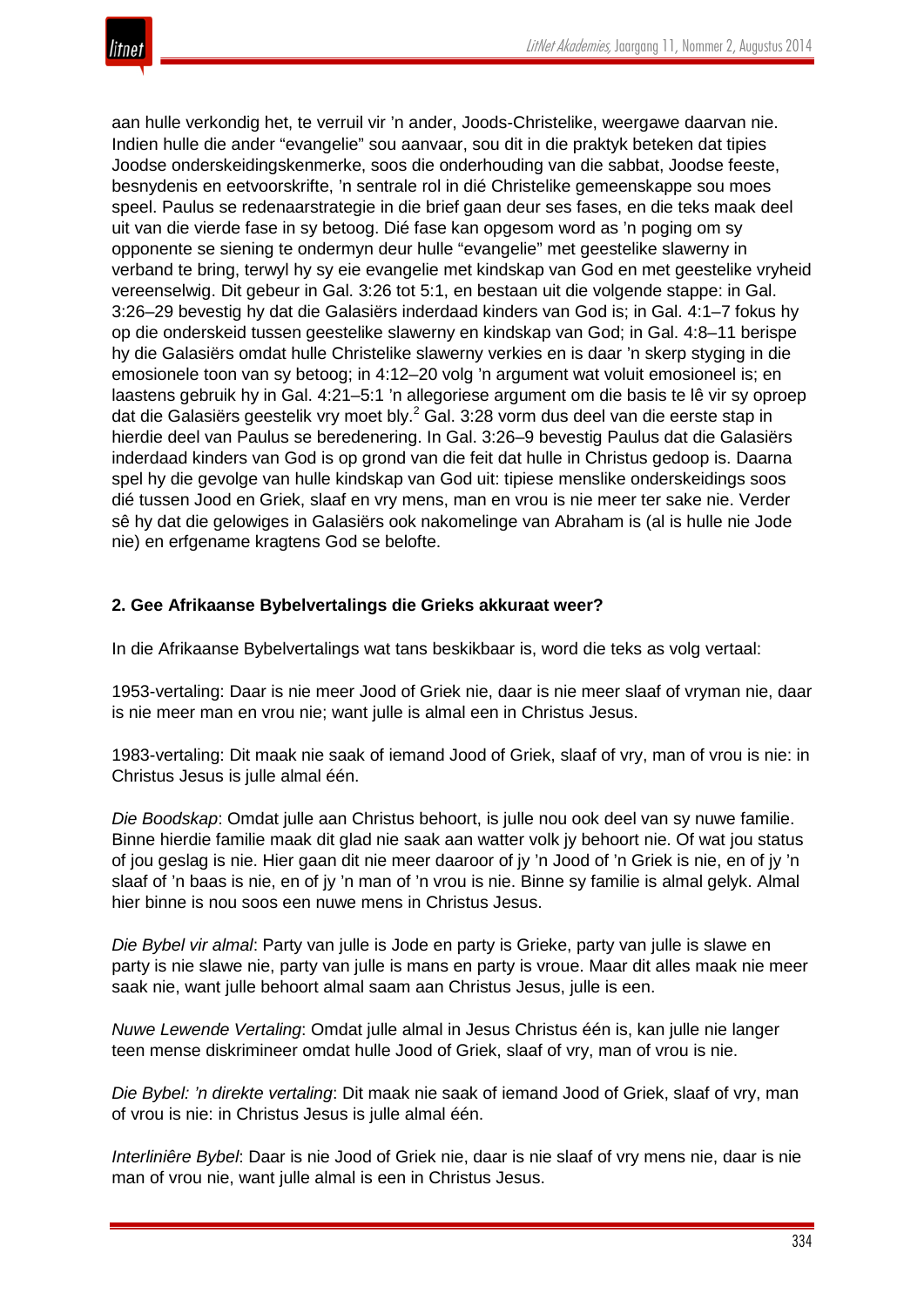aan hulle verkondig het, te verruil vir 'n ander, Joods-Christelike, weergawe daarvan nie. Indien hulle die ander "evangelie" sou aanvaar, sou dit in die praktyk beteken dat tipies Joodse onderskeidingskenmerke, soos die onderhouding van die sabbat, Joodse feeste, besnydenis en eetvoorskrifte, 'n sentrale rol in dié Christelike gemeenskappe sou moes speel. Paulus se redenaarstrategie in die brief gaan deur ses fases, en die teks maak deel uit van die vierde fase in sy betoog. Dié fase kan opgesom word as 'n poging om sy opponente se siening te ondermyn deur hulle "evangelie" met geestelike slawerny in verband te bring, terwyl hy sy eie evangelie met kindskap van God en met geestelike vryheid vereenselwig. Dit gebeur in Gal. 3:26 tot 5:1, en bestaan uit die volgende stappe: in Gal. 3:26–29 bevestig hy dat die Galasiërs inderdaad kinders van God is; in Gal. 4:1–7 fokus hy op die onderskeid tussen geestelike slawerny en kindskap van God; in Gal. 4:8–11 berispe hy die Galasiërs omdat hulle Christelike slawerny verkies en is daar 'n skerp styging in die emosionele toon van sy betoog; in 4:12–20 volg 'n argument wat voluit emosioneel is; en laastens gebruik hy in Gal. 4:21–5:1 'n allegoriese argument om die basis te lê vir sy oproep dat die Galasiërs geestelik vry moet bly.[2] Gal. 3:28 vorm dus deel van die eerste stap in hierdie deel van Paulus se beredenering. In Gal. 3:26–9 bevestig Paulus dat die Galasiërs inderdaad kinders van God is op grond van die feit dat hulle in Christus gedoop is. Daarna spel hy die gevolge van hulle kindskap van God uit: tipiese menslike onderskeidings soos dié tussen Jood en Griek, slaaf en vry mens, man en vrou is nie meer ter sake nie. Verder sê hy dat die gelowiges in Galasiërs ook nakomelinge van Abraham is (al is hulle nie Jode nie) en erfgename kragtens God se belofte.

## 2. Gee Afrikaanse Bybelvertalings die Grieks akkuraat weer?

In die Afrikaanse Bybelvertalings wat tans beskikbaar is, word die teks as volg vertaal:

1953-vertaling: Daar is nie meer Jood of Griek nie, daar is nie meer slaaf of vryman nie, daar is nie meer man en vrou nie; want julle is almal een in Christus Jesus.

1983-vertaling: Dit maak nie saak of iemand Jood of Griek, slaaf of vry, man of vrou is nie: in Christus Jesus is julle almal één.

*Die Boodskap*: Omdat julle aan Christus behoort, is julle nou ook deel van sy nuwe familie. Binne hierdie familie maak dit glad nie saak aan watter volk jy behoort nie. Of wat jou status of jou geslag is nie. Hier gaan dit nie meer daaroor of jy 'n Jood of 'n Griek is nie, en of jy 'n slaaf of 'n baas is nie, en of jy 'n man of 'n vrou is nie. Binne sy familie is almal gelyk. Almal hier binne is nou soos een nuwe mens in Christus Jesus.

*Die Bybel vir almal*: Party van julle is Jode en party is Grieke, party van julle is slawe en party is nie slawe nie, party van julle is mans en party is vroue. Maar dit alles maak nie meer saak nie, want julle behoort almal saam aan Christus Jesus, julle is een.

*Nuwe Lewende Vertaling*: Omdat julle almal in Jesus Christus één is, kan julle nie langer teen mense diskrimineer omdat hulle Jood of Griek, slaaf of vry, man of vrou is nie.

*Die Bybel: 'n direkte vertaling*: Dit maak nie saak of iemand Jood of Griek, slaaf of vry, man of vrou is nie: in Christus Jesus is julle almal één.

*Interliniêre Bybel*: Daar is nie Jood of Griek nie, daar is nie slaaf of vry mens nie, daar is nie man of vrou nie, want julle almal is een in Christus Jesus.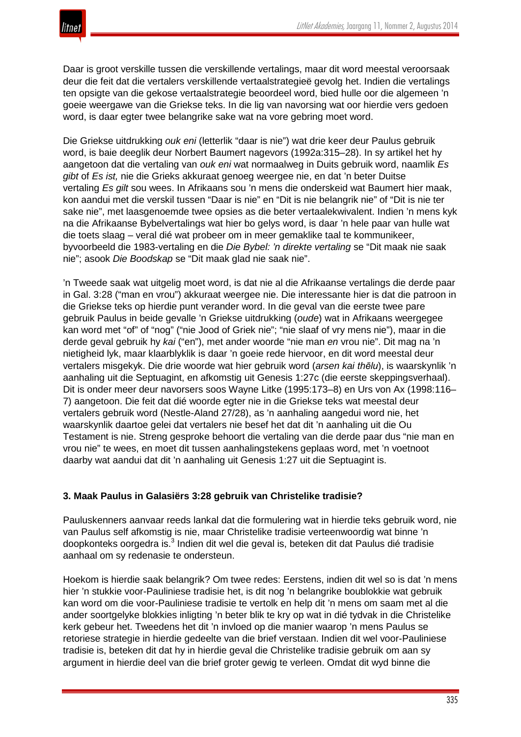Daar is groot verskille tussen die verskillende vertalings, maar dit word meestal veroorsaak deur die feit dat die vertalers verskillende vertaalstrategieë gevolg het. Indien die vertalings ten opsigte van die gekose vertaalstrategie beoordeel word, bied hulle oor die algemeen 'n goeie weergawe van die Griekse teks. In die lig van navorsing wat oor hierdie vers gedoen word, is daar egter twee belangrike sake wat na vore gebring moet word.

Die Griekse uitdrukking *ouk eni* (letterlik "daar is nie") wat drie keer deur Paulus gebruik word, is baie deeglik deur Norbert Baumert nagevors (1992a:315–28). In sy artikel het hy aangetoon dat die vertaling van *ouk eni* wat normaalweg in Duits gebruik word, naamlik *Es gibt* of *Es ist,* nie die Grieks akkuraat genoeg weergee nie, en dat 'n beter Duitse vertaling *Es gilt* sou wees. In Afrikaans sou 'n mens die onderskeid wat Baumert hier maak, kon aandui met die verskil tussen "Daar is nie" en "Dit is nie belangrik nie" of "Dit is nie ter sake nie", met laasgenoemde twee opsies as die beter vertaalekwivalent. Indien 'n mens kyk na die Afrikaanse Bybelvertalings wat hier bo gelys word, is daar 'n hele paar van hulle wat die toets slaag – veral dié wat probeer om in meer gemaklike taal te kommunikeer, byvoorbeeld die 1983-vertaling en die *Die Bybel: 'n direkte vertaling* se "Dit maak nie saak nie"; asook *Die Boodskap* se "Dit maak glad nie saak nie".

'n Tweede saak wat uitgelig moet word, is dat nie al die Afrikaanse vertalings die derde paar in Gal. 3:28 ("man en vrou") akkuraat weergee nie. Die interessante hier is dat die patroon in die Griekse teks op hierdie punt verander word. In die geval van die eerste twee pare gebruik Paulus in beide gevalle 'n Griekse uitdrukking (*oude*) wat in Afrikaans weergegee kan word met "of" of "nog" ("nie Jood of Griek nie"; "nie slaaf of vry mens nie"), maar in die derde geval gebruik hy *kai* ("en"), met ander woorde "nie man *en* vrou nie". Dit mag na 'n nietigheid lyk, maar klaarblyklik is daar 'n goeie rede hiervoor, en dit word meestal deur vertalers misgekyk. Die drie woorde wat hier gebruik word (*arsen kai thēlu*), is waarskynlik 'n aanhaling uit die Septuagint, en afkomstig uit Genesis 1:27c (die eerste skeppingsverhaal). Dit is onder meer deur navorsers soos Wayne Litke (1995:173–8) en Urs von Ax (1998:116–7) aangetoon. Die feit dat dié woorde egter nie in die Griekse teks wat meestal deur vertalers gebruik word (Nestle-Aland 27/28), as 'n aanhaling aangedui word nie, het waarskynlik daartoe gelei dat vertalers nie besef het dat dit 'n aanhaling uit die Ou Testament is nie. Streng gesproke behoort die vertaling van die derde paar dus "nie man en vrou nie" te wees, en moet dit tussen aanhalingstekens geplaas word, met 'n voetnoot daarby wat aandui dat dit 'n aanhaling uit Genesis 1:27 uit die Septuagint is.

### 3. Maak Paulus in Galasiërs 3:28 gebruik van Christelike tradisie?

Pauluskenners aanvaar reeds lankal dat die formulering wat in hierdie teks gebruik word, nie van Paulus self afkomstig is nie, maar Christelike tradisie verteenwoordig wat binne 'n doopkonteks oorgedra is.[3] Indien dit wel die geval is, beteken dit dat Paulus dié tradisie aanhaal om sy redenasie te ondersteun.

Hoekom is hierdie saak belangrik? Om twee redes: Eerstens, indien dit wel so is dat 'n mens hier 'n stukkie voor-Pauliniese tradisie het, is dit nog 'n belangrike boublokkie wat gebruik kan word om die voor-Pauliniese tradisie te vertolk en help dit 'n mens om saam met al die ander soortgelyke blokkies inligting 'n beter blik te kry op wat in dié tydvak in die Christelike kerk gebeur het. Tweedens het dit 'n invloed op die manier waarop 'n mens Paulus se retoriese strategie in hierdie gedeelte van die brief verstaan. Indien dit wel voor-Pauliniese tradisie is, beteken dit dat hy in hierdie geval die Christelike tradisie gebruik om aan sy argument in hierdie deel van die brief groter gewig te verleen. Omdat dit wyd binne die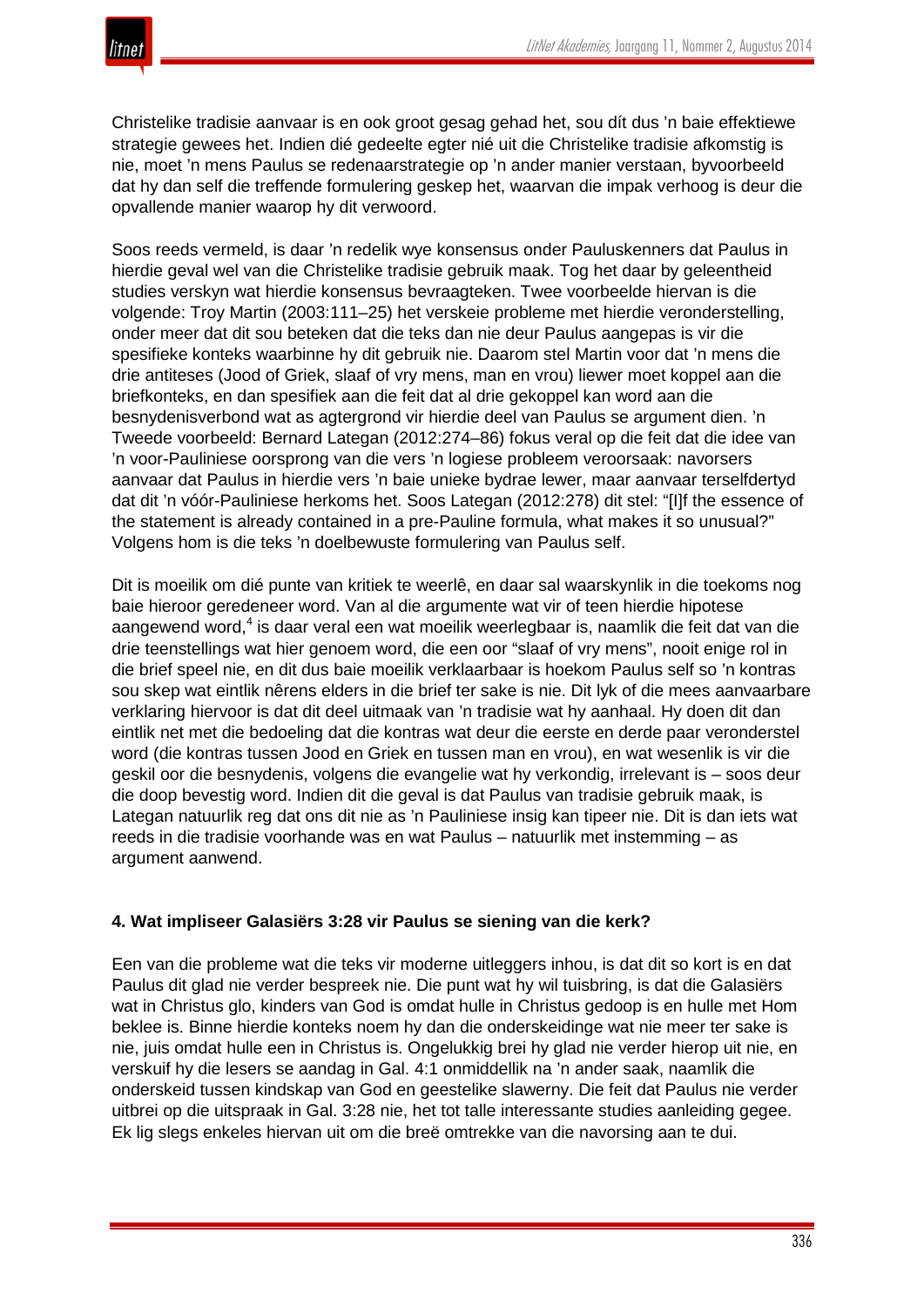Christelike tradisie aanvaar is en ook groot gesag gehad het, sou dít dus 'n baie effektiewe strategie gewees het. Indien dié gedeelte egter nié uit die Christelike tradisie afkomstig is nie, moet 'n mens Paulus se redenaarstrategie op 'n ander manier verstaan, byvoorbeeld dat hy dan self die treffende formulering geskep het, waarvan die impak verhoog is deur die opvallende manier waarop hy dit verwoord.

Soos reeds vermeld, is daar 'n redelik wye konsensus onder Pauluskenners dat Paulus in hierdie geval wel van die Christelike tradisie gebruik maak. Tog het daar by geleentheid studies verskyn wat hierdie konsensus bevraagteken. Twee voorbeelde hiervan is die volgende: Troy Martin (2003:111–25) het verskeie probleme met hierdie veronderstelling, onder meer dat dit sou beteken dat die teks dan nie deur Paulus aangepas is vir die spesifieke konteks waarbinne hy dit gebruik nie. Daarom stel Martin voor dat 'n mens die drie antiteses (Jood of Griek, slaaf of vry mens, man en vrou) liewer moet koppel aan die briefkonteks, en dan spesifiek aan die feit dat al drie gekoppel kan word aan die besnydenisverbond wat as agtergrond vir hierdie deel van Paulus se argument dien. 'n Tweede voorbeeld: Bernard Lategan (2012:274–86) fokus veral op die feit dat die idee van 'n voor-Pauliniese oorsprong van die vers 'n logiese probleem veroorsaak: navorsers aanvaar dat Paulus in hierdie vers 'n baie unieke bydrae lewer, maar aanvaar terselfdertyd dat dit 'n vóór-Pauliniese herkoms het. Soos Lategan (2012:278) dit stel: "[I]f the essence of the statement is already contained in a pre-Pauline formula, what makes it so unusual?" Volgens hom is die teks 'n doelbewuste formulering van Paulus self.

Dit is moeilik om dié punte van kritiek te weerlê, en daar sal waarskynlik in die toekoms nog baie hieroor geredeneer word. Van al die argumente wat vir of teen hierdie hipotese aangewend word,[4] is daar veral een wat moeilik weerlegbaar is, naamlik die feit dat van die drie teenstellings wat hier genoem word, die een oor "slaaf of vry mens", nooit enige rol in die brief speel nie, en dit dus baie moeilik verklaarbaar is hoekom Paulus self so 'n kontras sou skep wat eintlik nêrens elders in die brief ter sake is nie. Dit lyk of die mees aanvaarbare verklaring hiervoor is dat dit deel uitmaak van 'n tradisie wat hy aanhaal. Hy doen dit dan eintlik net met die bedoeling dat die kontras wat deur die eerste en derde paar veronderstel word (die kontras tussen Jood en Griek en tussen man en vrou), en wat wesenlik is vir die geskil oor die besnydenis, volgens die evangelie wat hy verkondig, irrelevant is – soos deur die doop bevestig word. Indien dit die geval is dat Paulus van tradisie gebruik maak, is Lategan natuurlik reg dat ons dit nie as 'n Pauliniese insig kan tipeer nie. Dit is dan iets wat reeds in die tradisie voorhande was en wat Paulus – natuurlik met instemming – as argument aanwend.

### 4. Wat impliseer Galasiërs 3:28 vir Paulus se siening van die kerk?

Een van die probleme wat die teks vir moderne uitleggers inhou, is dat dit so kort is en dat Paulus dit glad nie verder bespreek nie. Die punt wat hy wil tuisbring, is dat die Galasiërs wat in Christus glo, kinders van God is omdat hulle in Christus gedoop is en hulle met Hom beklee is. Binne hierdie konteks noem hy dan die onderskeidinge wat nie meer ter sake is nie, juis omdat hulle een in Christus is. Ongelukkig brei hy glad nie verder hierop uit nie, en verskuif hy die lesers se aandag in Gal. 4:1 onmiddellik na 'n ander saak, naamlik die onderskeid tussen kindskap van God en geestelike slawerny. Die feit dat Paulus nie verder uitbrei op die uitspraak in Gal. 3:28 nie, het tot talle interessante studies aanleiding gegee. Ek lig slegs enkeles hiervan uit om die breë omtrekke van die navorsing aan te dui.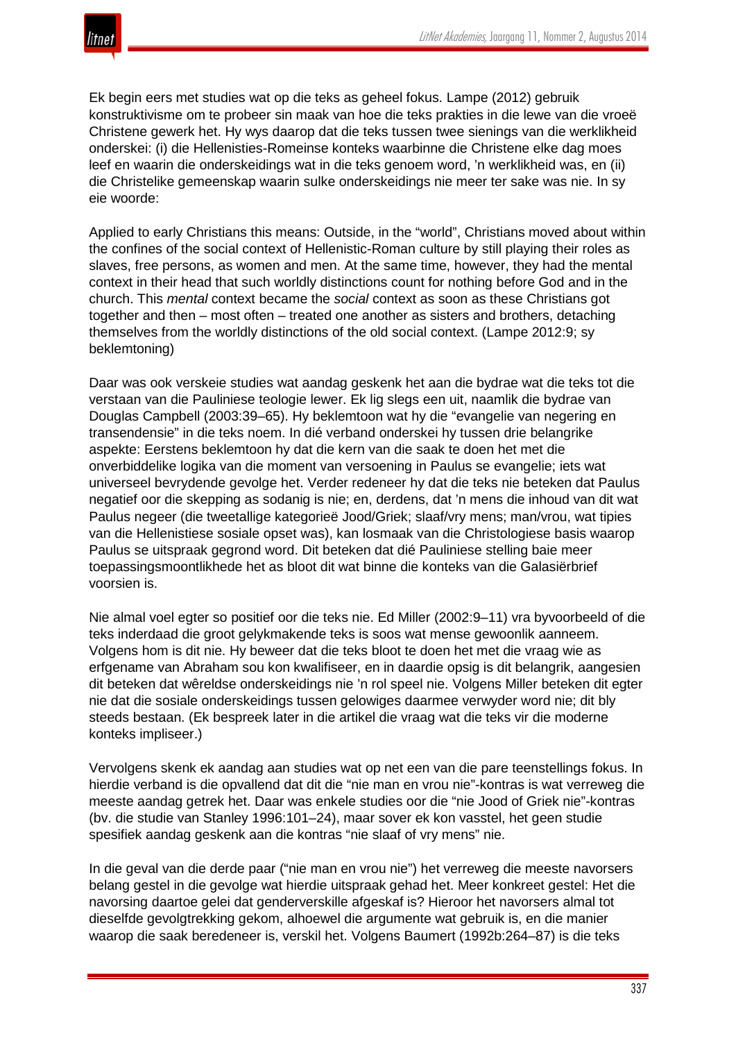Ek begin eers met studies wat op die teks as geheel fokus. Lampe (2012) gebruik konstruktivisme om te probeer sin maak van hoe die teks prakties in die lewe van die vroeë Christene gewerk het. Hy wys daarop dat die teks tussen twee sienings van die werklikheid onderskei: (i) die Hellenisties-Romeinse konteks waarbinne die Christene elke dag moes leef en waarin die onderskeidings wat in die teks genoem word, 'n werklikheid was, en (ii) die Christelike gemeenskap waarin sulke onderskeidings nie meer ter sake was nie. In sy eie woorde:

Applied to early Christians this means: Outside, in the "world", Christians moved about within the confines of the social context of Hellenistic-Roman culture by still playing their roles as slaves, free persons, as women and men. At the same time, however, they had the mental context in their head that such worldly distinctions count for nothing before God and in the church. This *mental* context became the *social* context as soon as these Christians got together and then – most often – treated one another as sisters and brothers, detaching themselves from the worldly distinctions of the old social context. (Lampe 2012:9; sy beklemtoning)

Daar was ook verskeie studies wat aandag geskenk het aan die bydrae wat die teks tot die verstaan van die Pauliniese teologie lewer. Ek lig slegs een uit, naamlik die bydrae van Douglas Campbell (2003:39–65). Hy beklemtoon wat hy die "evangelie van negering en transendensie" in die teks noem. In dié verband onderskei hy tussen drie belangrike aspekte: Eerstens beklemtoon hy dat die kern van die saak te doen het met die onverbiddelike logika van die moment van versoening in Paulus se evangelie; iets wat universeel bevrydende gevolge het. Verder redeneer hy dat die teks nie beteken dat Paulus negatief oor die skepping as sodanig is nie; en, derdens, dat 'n mens die inhoud van dit wat Paulus negeer (die tweetallige kategorieë Jood/Griek; slaaf/vry mens; man/vrou, wat tipies van die Hellenistiese sosiale opset was), kan losmaak van die Christologiese basis waarop Paulus se uitspraak gegrond word. Dit beteken dat dié Pauliniese stelling baie meer toepassingsmoontlikhede het as bloot dit wat binne die konteks van die Galasiërbrief voorsien is.

Nie almal voel egter so positief oor die teks nie. Ed Miller (2002:9–11) vra byvoorbeeld of die teks inderdaad die groot gelykmakende teks is soos wat mense gewoonlik aanneem. Volgens hom is dit nie. Hy beweer dat die teks bloot te doen het met die vraag wie as erfgename van Abraham sou kon kwalifiseer, en in daardie opsig is dit belangrik, aangesien dit beteken dat wêreldse onderskeidings nie 'n rol speel nie. Volgens Miller beteken dit egter nie dat die sosiale onderskeidings tussen gelowiges daarmee verwyder word nie; dit bly steeds bestaan. (Ek bespreek later in die artikel die vraag wat die teks vir die moderne konteks impliseer.)

Vervolgens skenk ek aandag aan studies wat op net een van die pare teenstellings fokus. In hierdie verband is die opvallend dat dit die "nie man en vrou nie"-kontras is wat verreweg die meeste aandag getrek het. Daar was enkele studies oor die "nie Jood of Griek nie"-kontras (bv. die studie van Stanley 1996:101–24), maar sover ek kon vasstel, het geen studie spesifiek aandag geskenk aan die kontras "nie slaaf of vry mens" nie.

In die geval van die derde paar ("nie man en vrou nie") het verreweg die meeste navorsers belang gestel in die gevolge wat hierdie uitspraak gehad het. Meer konkreet gestel: Het die navorsing daartoe gelei dat genderverskille afgeskaf is? Hieroor het navorsers almal tot dieselfde gevolgtrekking gekom, alhoewel die argumente wat gebruik is, en die manier waarop die saak beredeneer is, verskil het. Volgens Baumert (1992b:264–87) is die teks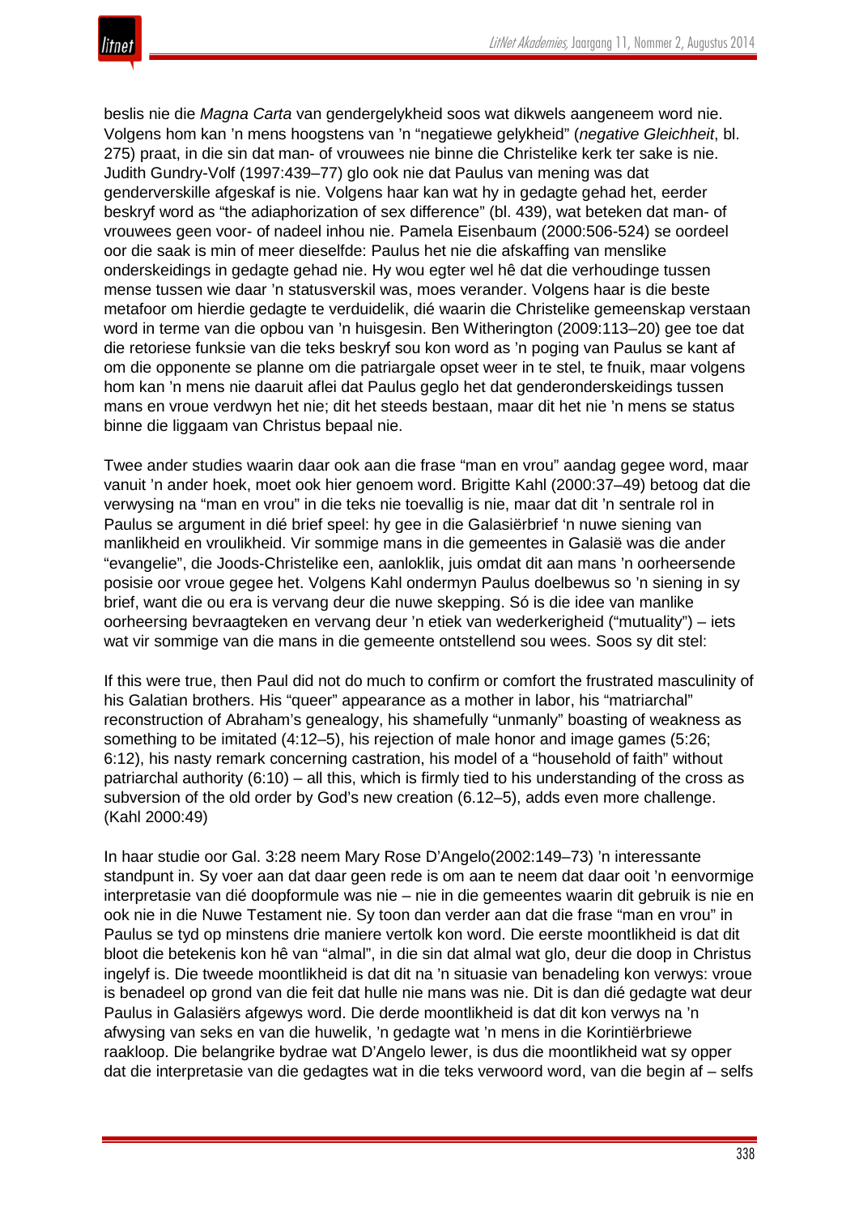beslis nie die *Magna Carta* van gendergelykheid soos wat dikwels aangeneem word nie. Volgens hom kan 'n mens hoogstens van 'n "negatiewe gelykheid" (*negative Gleichheit*, bl. 275) praat, in die sin dat man- of vrouwees nie binne die Christelike kerk ter sake is nie. Judith Gundry-Volf (1997:439–77) glo ook nie dat Paulus van mening was dat genderverskille afgeskaf is nie. Volgens haar kan wat hy in gedagte gehad het, eerder beskryf word as "the adiaphorization of sex difference" (bl. 439), wat beteken dat man- of vrouwees geen voor- of nadeel inhou nie. Pamela Eisenbaum (2000:506-524) se oordeel oor die saak is min of meer dieselfde: Paulus het nie die afskaffing van menslike onderskeidings in gedagte gehad nie. Hy wou egter wel hê dat die verhoudinge tussen mense tussen wie daar 'n statusverskil was, moes verander. Volgens haar is die beste metafoor om hierdie gedagte te verduidelik, dié waarin die Christelike gemeenskap verstaan word in terme van die opbou van 'n huisgesin. Ben Witherington (2009:113–20) gee toe dat die retoriese funksie van die teks beskryf sou kon word as 'n poging van Paulus se kant af om die opponente se planne om die patriargale opset weer in te stel, te fnuik, maar volgens hom kan 'n mens nie daaruit aflei dat Paulus geglo het dat genderonderskeidings tussen mans en vroue verdwyn het nie; dit het steeds bestaan, maar dit het nie 'n mens se status binne die liggaam van Christus bepaal nie.

Twee ander studies waarin daar ook aan die frase "man en vrou" aandag gegee word, maar vanuit 'n ander hoek, moet ook hier genoem word. Brigitte Kahl (2000:37–49) betoog dat die verwysing na "man en vrou" in die teks nie toevallig is nie, maar dat dit 'n sentrale rol in Paulus se argument in dié brief speel: hy gee in die Galasiërbrief 'n nuwe siening van manlikheid en vroulikheid. Vir sommige mans in die gemeentes in Galasië was die ander "evangelie", die Joods-Christelike een, aanloklik, juis omdat dit aan mans 'n oorheersende posisie oor vroue gegee het. Volgens Kahl ondermyn Paulus doelbewus so 'n siening in sy brief, want die ou era is vervang deur die nuwe skepping. Só is die idee van manlike oorheersing bevraagteken en vervang deur 'n etiek van wederkerigheid ("mutuality") – iets wat vir sommige van die mans in die gemeente ontstellend sou wees. Soos sy dit stel:

> If this were true, then Paul did not do much to confirm or comfort the frustrated masculinity of his Galatian brothers. His "queer" appearance as a mother in labor, his "matriarchal" reconstruction of Abraham's genealogy, his shamefully "unmanly" boasting of weakness as something to be imitated (4:12–5), his rejection of male honor and image games (5:26; 6:12), his nasty remark concerning castration, his model of a "household of faith" without patriarchal authority (6:10) – all this, which is firmly tied to his understanding of the cross as subversion of the old order by God's new creation (6.12–5), adds even more challenge. (Kahl 2000:49)

In haar studie oor Gal. 3:28 neem Mary Rose D'Angelo(2002:149–73) 'n interessante standpunt in. Sy voer aan dat daar geen rede is om aan te neem dat daar ooit 'n eenvormige interpretasie van dié doopformule was nie – nie in die gemeentes waarin dit gebruik is nie en ook nie in die Nuwe Testament nie. Sy toon dan verder aan dat die frase "man en vrou" in Paulus se tyd op minstens drie maniere vertolk kon word. Die eerste moontlikheid is dat dit bloot die betekenis kon hê van "almal", in die sin dat almal wat glo, deur die doop in Christus ingelyf is. Die tweede moontlikheid is dat dit na 'n situasie van benadeling kon verwys: vroue is benadeel op grond van die feit dat hulle nie mans was nie. Dit is dan dié gedagte wat deur Paulus in Galasiërs afgewys word. Die derde moontlikheid is dat dit kon verwys na 'n afwysing van seks en van die huwelik, 'n gedagte wat 'n mens in die Korintiërbriewe raakloop. Die belangrike bydrae wat D'Angelo lewer, is dus die moontlikheid wat sy opper dat die interpretasie van die gedagtes wat in die teks verwoord word, van die begin af – selfs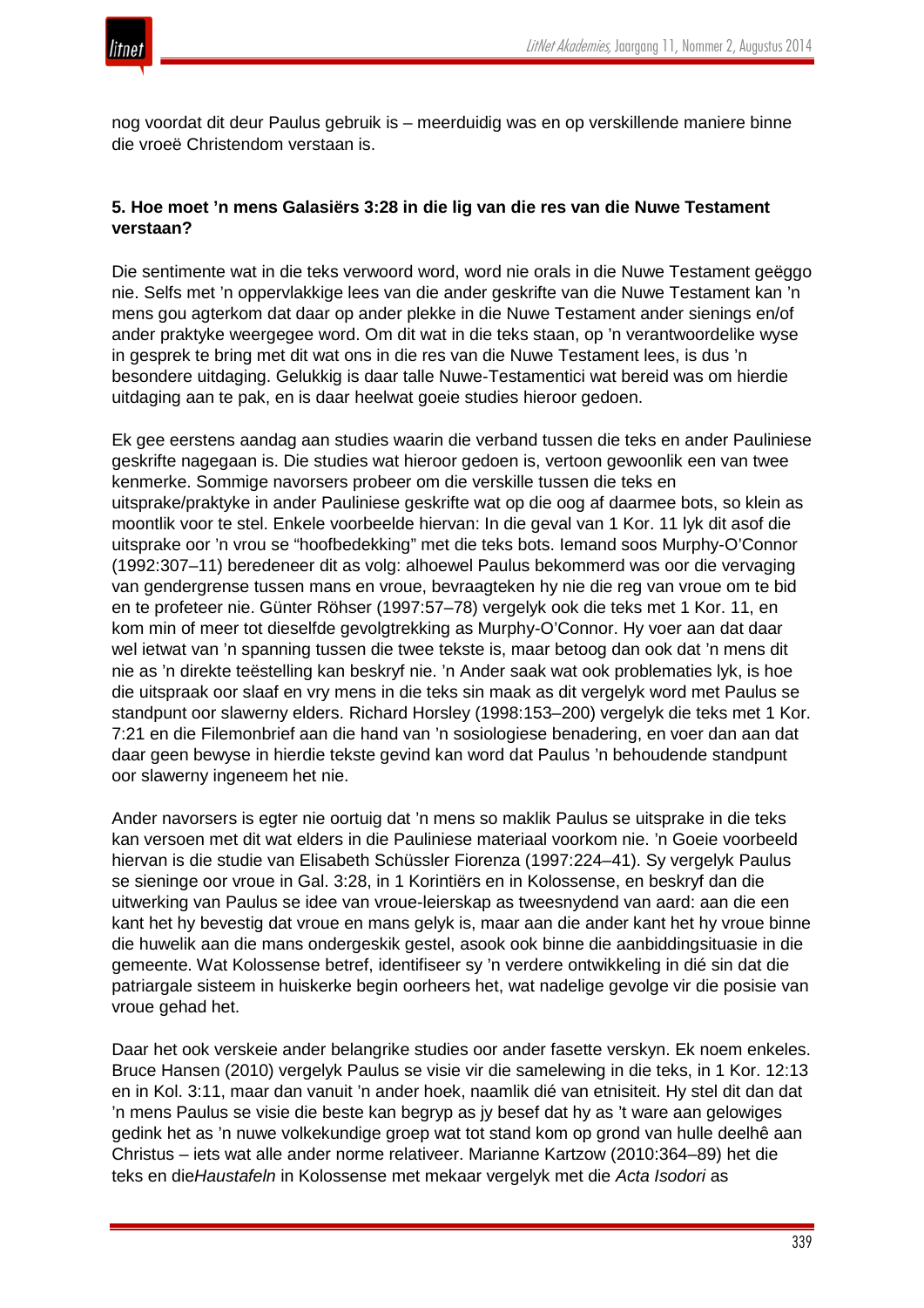nog voordat dit deur Paulus gebruik is – meerduidig was en op verskillende maniere binne die vroeë Christendom verstaan is.

### 5. Hoe moet 'n mens Galasiërs 3:28 in die lig van die res van die Nuwe Testament verstaan?

Die sentimente wat in die teks verwoord word, word nie orals in die Nuwe Testament geëggo nie. Selfs met 'n oppervlakkige lees van die ander geskrifte van die Nuwe Testament kan 'n mens gou agterkom dat daar op ander plekke in die Nuwe Testament ander sienings en/of ander praktyke weergegee word. Om dit wat in die teks staan, op 'n verantwoordelike wyse in gesprek te bring met dit wat ons in die res van die Nuwe Testament lees, is dus 'n besondere uitdaging. Gelukkig is daar talle Nuwe-Testamentici wat bereid was om hierdie uitdaging aan te pak, en is daar heelwat goeie studies hieroor gedoen.

Ek gee eerstens aandag aan studies waarin die verband tussen die teks en ander Pauliniese geskrifte nagegaan is. Die studies wat hieroor gedoen is, vertoon gewoonlik een van twee kenmerke. Sommige navorsers probeer om die verskille tussen die teks en uitsprake/praktyke in ander Pauliniese geskrifte wat op die oog af daarmee bots, so klein as moontlik voor te stel. Enkele voorbeelde hiervan: In die geval van 1 Kor. 11 lyk dit asof die uitsprake oor 'n vrou se "hoofbedekking" met die teks bots. Iemand soos Murphy-O'Connor (1992:307–11) beredeneer dit as volg: alhoewel Paulus bekommerd was oor die vervaging van gendergrense tussen mans en vroue, bevraagteken hy nie die reg van vroue om te bid en te profeteer nie. Günter Röhser (1997:57–78) vergelyk ook die teks met 1 Kor. 11, en kom min of meer tot dieselfde gevolgtrekking as Murphy-O'Connor. Hy voer aan dat daar wel ietwat van 'n spanning tussen die twee tekste is, maar betoog dan ook dat 'n mens dit nie as 'n direkte teëstelling kan beskryf nie. 'n Ander saak wat ook problematies lyk, is hoe die uitspraak oor slaaf en vry mens in die teks sin maak as dit vergelyk word met Paulus se standpunt oor slawerny elders. Richard Horsley (1998:153–200) vergelyk die teks met 1 Kor. 7:21 en die Filemonbrief aan die hand van 'n sosiologiese benadering, en voer dan aan dat daar geen bewyse in hierdie tekste gevind kan word dat Paulus 'n behoudende standpunt oor slawerny ingeneem het nie.

Ander navorsers is egter nie oortuig dat 'n mens so maklik Paulus se uitsprake in die teks kan versoen met dit wat elders in die Pauliniese materiaal voorkom nie. 'n Goeie voorbeeld hiervan is die studie van Elisabeth Schüssler Fiorenza (1997:224–41). Sy vergelyk Paulus se sieninge oor vroue in Gal. 3:28, in 1 Korintiërs en in Kolossense, en beskryf dan die uitwerking van Paulus se idee van vroue-leierskap as tweesnydend van aard: aan die een kant het hy bevestig dat vroue en mans gelyk is, maar aan die ander kant het hy vroue binne die huwelik aan die mans ondergeskik gestel, asook ook binne die aanbiddingsituasie in die gemeente. Wat Kolossense betref, identifiseer sy 'n verdere ontwikkeling in dié sin dat die patriargale sisteem in huiskerke begin oorheers het, wat nadelige gevolge vir die posisie van vroue gehad het.

Daar het ook verskeie ander belangrike studies oor ander fasette verskyn. Ek noem enkeles. Bruce Hansen (2010) vergelyk Paulus se visie vir die samelewing in die teks, in 1 Kor. 12:13 en in Kol. 3:11, maar dan vanuit 'n ander hoek, naamlik dié van etnisiteit. Hy stel dit dan dat 'n mens Paulus se visie die beste kan begryp as jy besef dat hy as 't ware aan gelowiges gedink het as 'n nuwe volkekundige groep wat tot stand kom op grond van hulle deelhê aan Christus – iets wat alle ander norme relativeer. Marianne Kartzow (2010:364–89) het die teks en die *Haustafeln* in Kolossense met mekaar vergelyk met die *Acta Isodori* as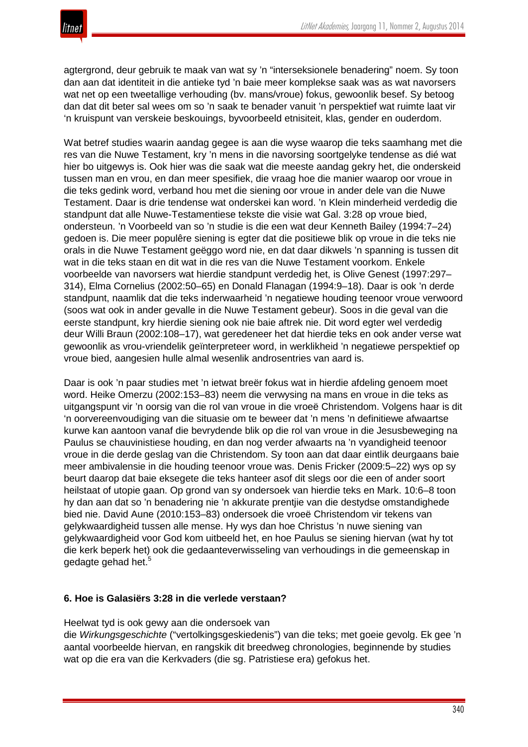agtergrond, deur gebruik te maak van wat sy 'n "interseksionele benadering" noem. Sy toon dan aan dat identiteit in die antieke tyd 'n baie meer komplekse saak was as wat navorsers wat net op een tweetallige verhouding (bv. mans/vroue) fokus, gewoonlik besef. Sy betoog dan dat dit beter sal wees om so 'n saak te benader vanuit 'n perspektief wat ruimte laat vir 'n kruispunt van verskeie beskouings, byvoorbeeld etnisiteit, klas, gender en ouderdom.

Wat betref studies waarin aandag gegee is aan die wyse waarop die teks saamhang met die res van die Nuwe Testament, kry 'n mens in die navorsing soortgelyke tendense as dié wat hier bo uitgewys is. Ook hier was die saak wat die meeste aandag gekry het, die onderskeid tussen man en vrou, en dan meer spesifiek, die vraag hoe die manier waarop oor vroue in die teks gedink word, verband hou met die siening oor vroue in ander dele van die Nuwe Testament. Daar is drie tendense wat onderskei kan word. 'n Klein minderheid verdedig die standpunt dat alle Nuwe-Testamentiese tekste die visie wat Gal. 3:28 op vroue bied, ondersteun. 'n Voorbeeld van so 'n studie is die een wat deur Kenneth Bailey (1994:7–24) gedoen is. Die meer populêre siening is egter dat die positiewe blik op vroue in die teks nie orals in die Nuwe Testament geëggo word nie, en dat daar dikwels 'n spanning is tussen dit wat in die teks staan en dit wat in die res van die Nuwe Testament voorkom. Enkele voorbeelde van navorsers wat hierdie standpunt verdedig het, is Olive Genest (1997:297–314), Elma Cornelius (2002:50–65) en Donald Flanagan (1994:9–18). Daar is ook 'n derde standpunt, naamlik dat die teks inderwaarheid 'n negatiewe houding teenoor vroue verwoord (soos wat ook in ander gevalle in die Nuwe Testament gebeur). Soos in die geval van die eerste standpunt, kry hierdie siening ook nie baie aftrek nie. Dit word egter wel verdedig deur Willi Braun (2002:108–17), wat geredeneer het dat hierdie teks en ook ander verse wat gewoonlik as vrou-vriendelik geïnterpreteer word, in werklikheid 'n negatiewe perspektief op vroue bied, aangesien hulle almal wesenlik androsentries van aard is.

Daar is ook 'n paar studies met 'n ietwat breër fokus wat in hierdie afdeling genoem moet word. Heike Omerzu (2002:153–83) neem die verwysing na mans en vroue in die teks as uitgangspunt vir 'n oorsig van die rol van vroue in die vroeë Christendom. Volgens haar is dit 'n oorvereenvoudiging van die situasie om te beweer dat 'n mens 'n definitiewe afwaartse kurwe kan aantoon vanaf die bevrydende blik op die rol van vroue in die Jesusbeweging na Paulus se chauvinistiese houding, en dan nog verder afwaarts na 'n vyandigheid teenoor vroue in die derde geslag van die Christendom. Sy toon aan dat daar eintlik deurgaans baie meer ambivalensie in die houding teenoor vroue was. Denis Fricker (2009:5–22) wys op sy beurt daarop dat baie eksegete die teks hanteer asof dit slegs oor die een of ander soort heilstaat of utopie gaan. Op grond van sy ondersoek van hierdie teks en Mark. 10:6–8 toon hy dan aan dat so 'n benadering nie 'n akkurate prentjie van die destydse omstandighede bied nie. David Aune (2010:153–83) ondersoek die vroeë Christendom vir tekens van gelykwaardigheid tussen alle mense. Hy wys dan hoe Christus 'n nuwe siening van gelykwaardigheid voor God kom uitbeeld het, en hoe Paulus se siening hiervan (wat hy tot die kerk beperk het) ook die gedaanteverwisseling van verhoudings in die gemeenskap in gedagte gehad het.[5]

### 6. Hoe is Galasiërs 3:28 in die verlede verstaan?

Heelwat tyd is ook gewy aan die ondersoek van die *Wirkungsgeschichte* ("vertolkingsgeskiedenis") van die teks; met goeie gevolg. Ek gee 'n aantal voorbeelde hiervan, en rangskik dit breedweg chronologies, beginnende by studies wat op die era van die Kerkvaders (die sg. Patristiese era) gefokus het.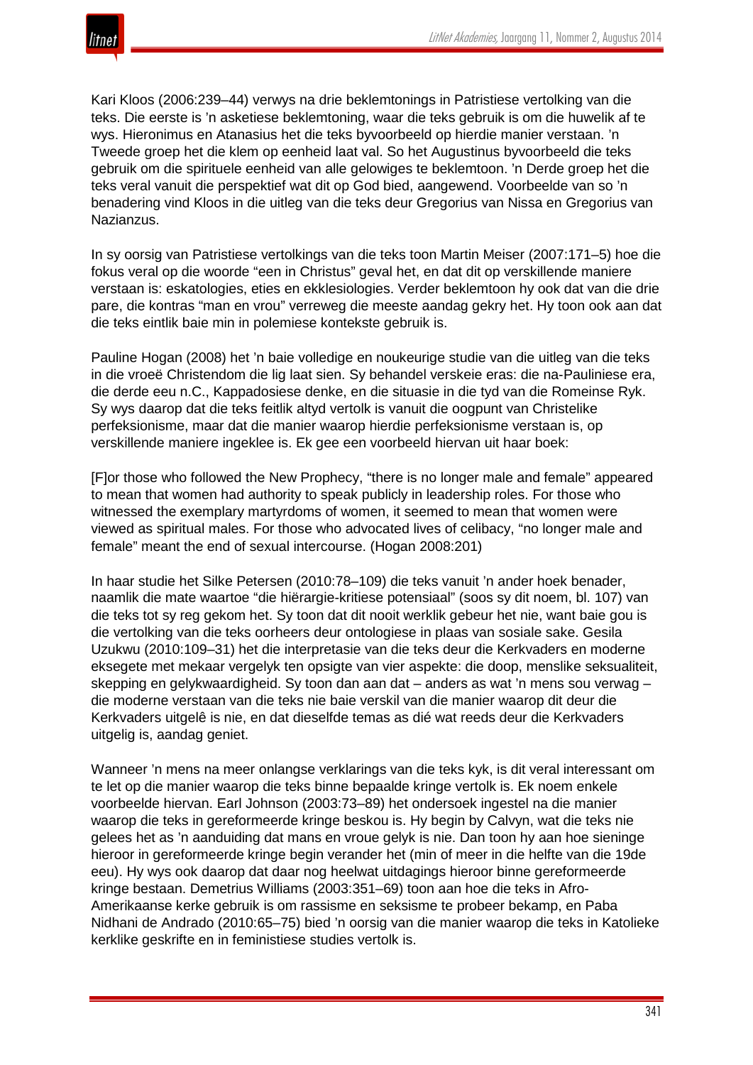Kari Kloos (2006:239–44) verwys na drie beklemtonings in Patristiese vertolking van die teks. Die eerste is ’n asketiese beklemtoning, waar die teks gebruik is om die huwelik af te wys. Hieronimus en Atanasius het die teks byvoorbeeld op hierdie manier verstaan. ’n Tweede groep het die klem op eenheid laat val. So het Augustinus byvoorbeeld die teks gebruik om die spirituele eenheid van alle gelowiges te beklemtoon. ’n Derde groep het die teks veral vanuit die perspektief wat dit op God bied, aangewend. Voorbeelde van so ’n benadering vind Kloos in die uitleg van die teks deur Gregorius van Nissa en Gregorius van Nazianzus.

In sy oorsig van Patristiese vertolkings van die teks toon Martin Meiser (2007:171–5) hoe die fokus veral op die woorde “een in Christus” geval het, en dat dit op verskillende maniere verstaan is: eskatologies, eties en ekklesiologies. Verder beklemtoon hy ook dat van die drie pare, die kontras “man en vrou” verreweg die meeste aandag gekry het. Hy toon ook aan dat die teks eintlik baie min in polemiese kontekste gebruik is.

Pauline Hogan (2008) het ’n baie volledige en noukeurige studie van die uitleg van die teks in die vroeë Christendom die lig laat sien. Sy behandel verskeie eras: die na-Pauliniese era, die derde eeu n.C., Kappadosiese denke, en die situasie in die tyd van die Romeinse Ryk. Sy wys daarop dat die teks feitlik altyd vertolk is vanuit die oogpunt van Christelike perfeksionisme, maar dat die manier waarop hierdie perfeksionisme verstaan is, op verskillende maniere ingeklee is. Ek gee een voorbeeld hiervan uit haar boek:

> [F]or those who followed the New Prophecy, “there is no longer male and female” appeared to mean that women had authority to speak publicly in leadership roles. For those who witnessed the exemplary martyrdoms of women, it seemed to mean that women were viewed as spiritual males. For those who advocated lives of celibacy, “no longer male and female” meant the end of sexual intercourse. (Hogan 2008:201)

In haar studie het Silke Petersen (2010:78–109) die teks vanuit ’n ander hoek benader, naamlik die mate waartoe “die hiërargie-kritiese potensiaal” (soos sy dit noem, bl. 107) van die teks tot sy reg gekom het. Sy toon dat dit nooit werklik gebeur het nie, want baie gou is die vertolking van die teks oorheers deur ontologiese in plaas van sosiale sake. Gesila Uzukwu (2010:109–31) het die interpretasie van die teks deur die Kerkvaders en moderne eksegete met mekaar vergelyk ten opsigte van vier aspekte: die doop, menslike seksualiteit, skepping en gelykwaardigheid. Sy toon dan aan dat – anders as wat ’n mens sou verwag – die moderne verstaan van die teks nie baie verskil van die manier waarop dit deur die Kerkvaders uitgelê is nie, en dat dieselfde temas as dié wat reeds deur die Kerkvaders uitgelig is, aandag geniet.

Wanneer ’n mens na meer onlangse verklarings van die teks kyk, is dit veral interessant om te let op die manier waarop die teks binne bepaalde kringe vertolk is. Ek noem enkele voorbeelde hiervan. Earl Johnson (2003:73–89) het ondersoek ingestel na die manier waarop die teks in gereformeerde kringe beskou is. Hy begin by Calvyn, wat die teks nie gelees het as ’n aanduiding dat mans en vroue gelyk is nie. Dan toon hy aan hoe sieninge hieroor in gereformeerde kringe begin verander het (min of meer in die helfte van die 19de eeu). Hy wys ook daarop dat daar nog heelwat uitdagings hieroor binne gereformeerde kringe bestaan. Demetrius Williams (2003:351–69) toon aan hoe die teks in Afro-Amerikaanse kerke gebruik is om rassisme en seksisme te probeer bekamp, en Paba Nidhani de Andrado (2010:65–75) bied ’n oorsig van die manier waarop die teks in Katolieke kerklike geskrifte en in feministiese studies vertolk is.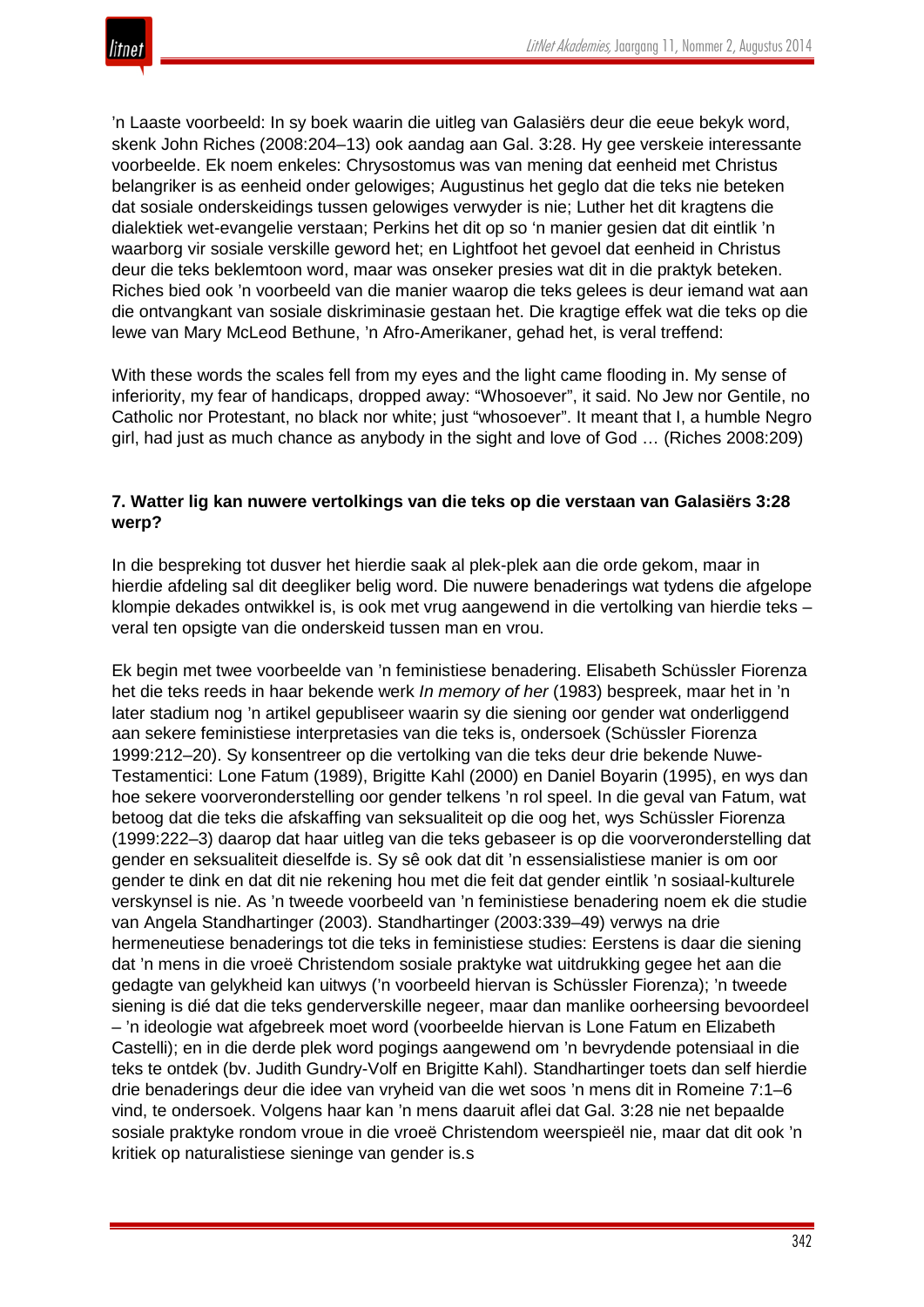’n Laaste voorbeeld: In sy boek waarin die uitleg van Galasiërs deur die eeue bekyk word, skenk John Riches (2008:204–13) ook aandag aan Gal. 3:28. Hy gee verskeie interessante voorbeelde. Ek noem enkeles: Chrysostomus was van mening dat eenheid met Christus belangriker is as eenheid onder gelowiges; Augustinus het geglo dat die teks nie beteken dat sosiale onderskeidings tussen gelowiges verwyder is nie; Luther het dit kragtens die dialektiek wet-evangelie verstaan; Perkins het dit op so ‘n manier gesien dat dit eintlik ’n waarborg vir sosiale verskille geword het; en Lightfoot het gevoel dat eenheid in Christus deur die teks beklemtoon word, maar was onseker presies wat dit in die praktyk beteken. Riches bied ook ’n voorbeeld van die manier waarop die teks gelees is deur iemand wat aan die ontvangkant van sosiale diskriminasie gestaan het. Die kragtige effek wat die teks op die lewe van Mary McLeod Bethune, ’n Afro-Amerikaner, gehad het, is veral treffend:

With these words the scales fell from my eyes and the light came flooding in. My sense of inferiority, my fear of handicaps, dropped away: “Whosoever”, it said. No Jew nor Gentile, no Catholic nor Protestant, no black nor white; just “whosoever”. It meant that I, a humble Negro girl, had just as much chance as anybody in the sight and love of God … (Riches 2008:209)

### 7. Watter lig kan nuwere vertolkings van die teks op die verstaan van Galasiërs 3:28 werp?

In die bespreking tot dusver het hierdie saak al plek-plek aan die orde gekom, maar in hierdie afdeling sal dit deegliker belig word. Die nuwere benaderings wat tydens die afgelope klompie dekades ontwikkel is, is ook met vrug aangewend in die vertolking van hierdie teks – veral ten opsigte van die onderskeid tussen man en vrou.

Ek begin met twee voorbeelde van ’n feministiese benadering. Elisabeth Schüssler Fiorenza het die teks reeds in haar bekende werk *In memory of her* (1983) bespreek, maar het in ’n later stadium nog ’n artikel gepubliseer waarin sy die siening oor gender wat onderliggend aan sekere feministiese interpretasies van die teks is, ondersoek (Schüssler Fiorenza 1999:212–20). Sy konsentreer op die vertolking van die teks deur drie bekende Nuwe-Testamentici: Lone Fatum (1989), Brigitte Kahl (2000) en Daniel Boyarin (1995), en wys dan hoe sekere voorveronderstelling oor gender telkens ’n rol speel. In die geval van Fatum, wat betoog dat die teks die afskaffing van seksualiteit op die oog het, wys Schüssler Fiorenza (1999:222–3) daarop dat haar uitleg van die teks gebaseer is op die voorveronderstelling dat gender en seksualiteit dieselfde is. Sy sê ook dat dit ’n essensialistiese manier is om oor gender te dink en dat dit nie rekening hou met die feit dat gender eintlik ’n sosiaal-kulturele verskynsel is nie. As ’n tweede voorbeeld van ’n feministiese benadering noem ek die studie van Angela Standhartinger (2003). Standhartinger (2003:339–49) verwys na drie hermeneutiese benaderings tot die teks in feministiese studies: Eerstens is daar die siening dat ’n mens in die vroeë Christendom sosiale praktyke wat uitdrukking gegee het aan die gedagte van gelykheid kan uitwys (’n voorbeeld hiervan is Schüssler Fiorenza); ’n tweede siening is dié dat die teks genderverskille negeer, maar dan manlike oorheersing bevoordeel – ’n ideologie wat afgebreek moet word (voorbeelde hiervan is Lone Fatum en Elizabeth Castelli); en in die derde plek word pogings aangewend om ’n bevrydende potensiaal in die teks te ontdek (bv. Judith Gundry-Volf en Brigitte Kahl). Standhartinger toets dan self hierdie drie benaderings deur die idee van vryheid van die wet soos ’n mens dit in Romeine 7:1–6 vind, te ondersoek. Volgens haar kan ’n mens daaruit aflei dat Gal. 3:28 nie net bepaalde sosiale praktyke rondom vroue in die vroeë Christendom weerspieël nie, maar dat dit ook ’n kritiek op naturalistiese sieninge van gender is.s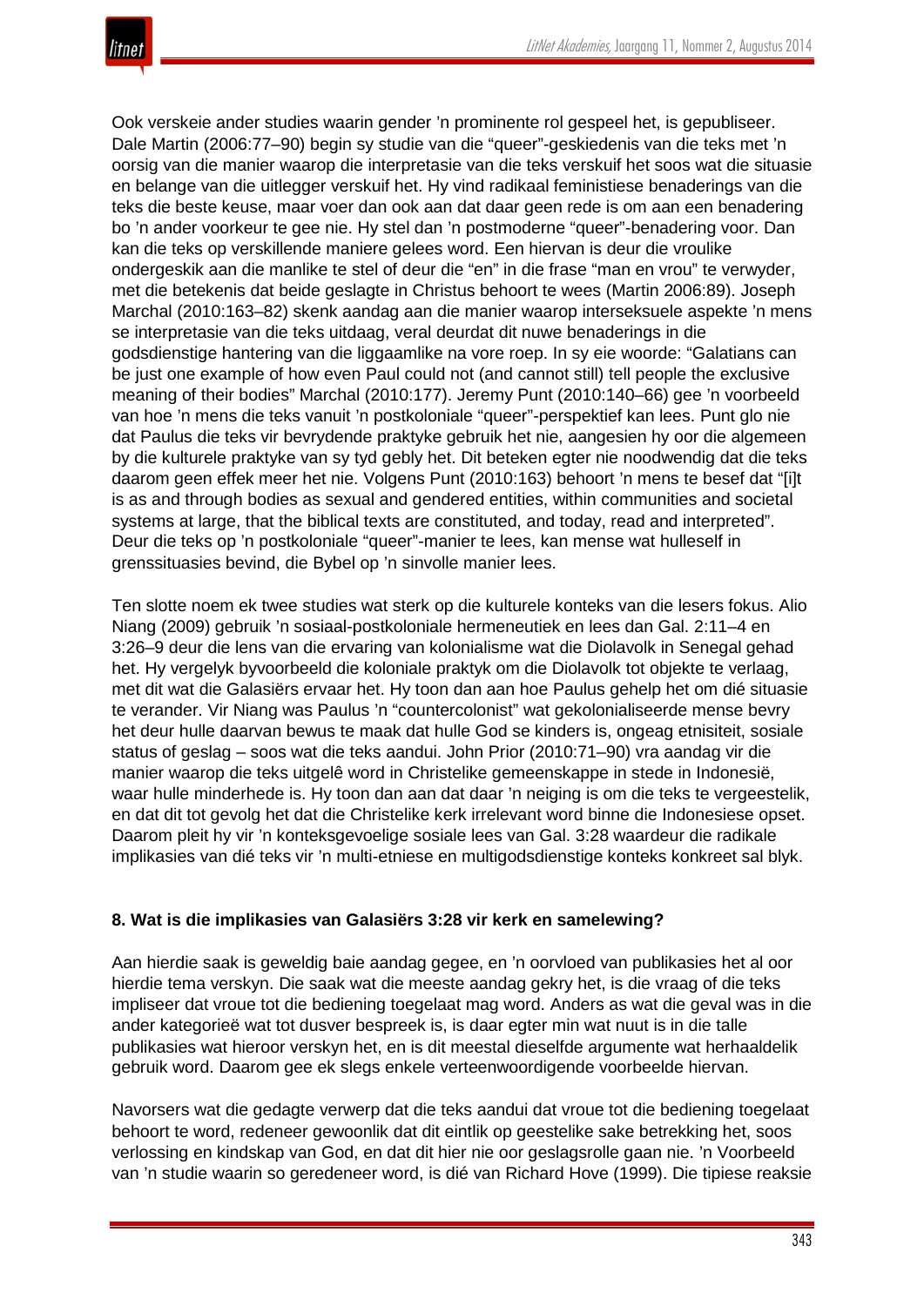Ook verskeie ander studies waarin gender 'n prominente rol gespeel het, is gepubliseer. Dale Martin (2006:77–90) begin sy studie van die "queer"-geskiedenis van die teks met 'n oorsig van die manier waarop die interpretasie van die teks verskuif het soos wat die situasie en belange van die uitlegger verskuif het. Hy vind radikaal feministiese benaderings van die teks die beste keuse, maar voer dan ook aan dat daar geen rede is om aan een benadering bo 'n ander voorkeur te gee nie. Hy stel dan 'n postmoderne "queer"-benadering voor. Dan kan die teks op verskillende maniere gelees word. Een hiervan is deur die vroulike ondergeskik aan die manlike te stel of deur die "en" in die frase "man en vrou" te verwyder, met die betekenis dat beide geslagte in Christus behoort te wees (Martin 2006:89). Joseph Marchal (2010:163–82) skenk aandag aan die manier waarop interseksuele aspekte 'n mens se interpretasie van die teks uitdaag, veral deurdat dit nuwe benaderings in die godsdienstige hantering van die liggaamlike na vore roep. In sy eie woorde: "Galatians can be just one example of how even Paul could not (and cannot still) tell people the exclusive meaning of their bodies" Marchal (2010:177). Jeremy Punt (2010:140–66) gee 'n voorbeeld van hoe 'n mens die teks vanuit 'n postkoloniale "queer"-perspektief kan lees. Punt glo nie dat Paulus die teks vir bevrydende praktyke gebruik het nie, aangesien hy oor die algemeen by die kulturele praktyke van sy tyd gebly het. Dit beteken egter nie noodwendig dat die teks daarom geen effek meer het nie. Volgens Punt (2010:163) behoort 'n mens te besef dat "[i]t is as and through bodies as sexual and gendered entities, within communities and societal systems at large, that the biblical texts are constituted, and today, read and interpreted". Deur die teks op 'n postkoloniale "queer"-manier te lees, kan mense wat hulleself in grenssituasies bevind, die Bybel op 'n sinvolle manier lees.

Ten slotte noem ek twee studies wat sterk op die kulturele konteks van die lesers fokus. Alio Niang (2009) gebruik 'n sosiaal-postkoloniale hermeneutiek en lees dan Gal. 2:11–4 en 3:26–9 deur die lens van die ervaring van kolonialisme wat die Diolavolk in Senegal gehad het. Hy vergelyk byvoorbeeld die koloniale praktyk om die Diolavolk tot objekte te verlaag, met dit wat die Galasiërs ervaar het. Hy toon dan aan hoe Paulus gehelp het om dié situasie te verander. Vir Niang was Paulus 'n "countercolonist" wat gekolonialiseerde mense bevry het deur hulle daarvan bewus te maak dat hulle God se kinders is, ongeag etnisiteit, sosiale status of geslag – soos wat die teks aandui. John Prior (2010:71–90) vra aandag vir die manier waarop die teks uitgelê word in Christelike gemeenskappe in stede in Indonesië, waar hulle minderhede is. Hy toon dan aan dat daar 'n neiging is om die teks te vergeestelik, en dat dit tot gevolg het dat die Christelike kerk irrelevant word binne die Indonesiese opset. Daarom pleit hy vir 'n konteksgevoelige sosiale lees van Gal. 3:28 waardeur die radikale implikasies van dié teks vir 'n multi-etniese en multigodsdienstige konteks konkreet sal blyk.

### 8. Wat is die implikasies van Galasiërs 3:28 vir kerk en samelewing?

Aan hierdie saak is geweldig baie aandag gegee, en 'n oorvloed van publikasies het al oor hierdie tema verskyn. Die saak wat die meeste aandag gekry het, is die vraag of die teks impliseer dat vroue tot die bediening toegelaat mag word. Anders as wat die geval was in die ander kategorieë wat tot dusver bespreek is, is daar egter min wat nuut is in die talle publikasies wat hieroor verskyn het, en is dit meestal dieselfde argumente wat herhaaldelik gebruik word. Daarom gee ek slegs enkele verteenwoordigende voorbeelde hiervan.

Navorsers wat die gedagte verwerp dat die teks aandui dat vroue tot die bediening toegelaat behoort te word, redeneer gewoonlik dat dit eintlik op geestelike sake betrekking het, soos verlossing en kindskap van God, en dat dit hier nie oor geslagsrolle gaan nie. 'n Voorbeeld van 'n studie waarin so geredeneer word, is dié van Richard Hove (1999). Die tipiese reaksie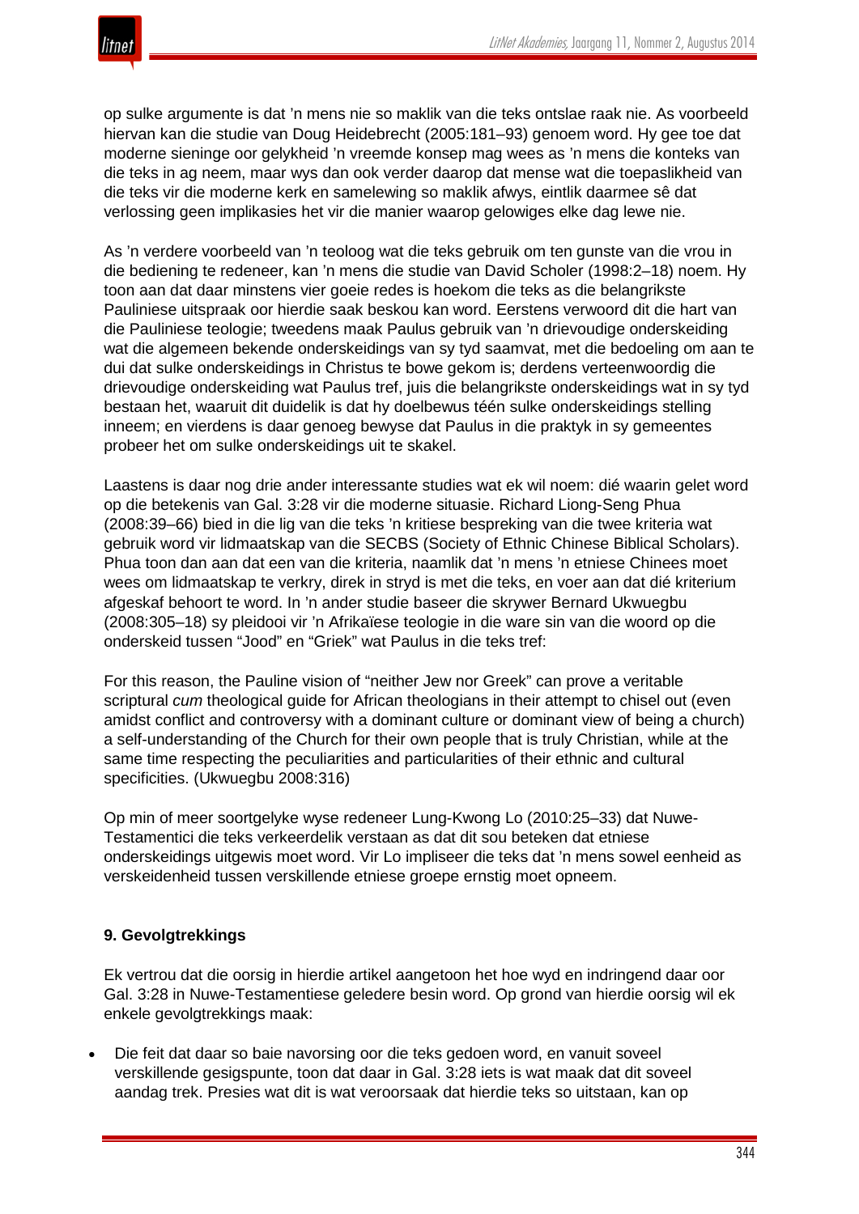op sulke argumente is dat 'n mens nie so maklik van die teks ontslae raak nie. As voorbeeld hiervan kan die studie van Doug Heidebrecht (2005:181–93) genoem word. Hy gee toe dat moderne sieninge oor gelykheid 'n vreemde konsep mag wees as 'n mens die konteks van die teks in ag neem, maar wys dan ook verder daarop dat mense wat die toepaslikheid van die teks vir die moderne kerk en samelewing so maklik afwys, eintlik daarmee sê dat verlossing geen implikasies het vir die manier waarop gelowiges elke dag lewe nie.

As 'n verdere voorbeeld van 'n teoloog wat die teks gebruik om ten gunste van die vrou in die bediening te redeneer, kan 'n mens die studie van David Scholer (1998:2–18) noem. Hy toon aan dat daar minstens vier goeie redes is hoekom die teks as die belangrikste Pauliniese uitspraak oor hierdie saak beskou kan word. Eerstens verwoord dit die hart van die Pauliniese teologie; tweedens maak Paulus gebruik van 'n drievoudige onderskeiding wat die algemeen bekende onderskeidings van sy tyd saamvat, met die bedoeling om aan te dui dat sulke onderskeidings in Christus te bowe gekom is; derdens verteenwoordig die drievoudige onderskeiding wat Paulus tref, juis die belangrikste onderskeidings wat in sy tyd bestaan het, waaruit dit duidelik is dat hy doelbewus téén sulke onderskeidings stelling inneem; en vierdens is daar genoeg bewyse dat Paulus in die praktyk in sy gemeentes probeer het om sulke onderskeidings uit te skakel.

Laastens is daar nog drie ander interessante studies wat ek wil noem: dié waarin gelet word op die betekenis van Gal. 3:28 vir die moderne situasie. Richard Liong-Seng Phua (2008:39–66) bied in die lig van die teks 'n kritiese bespreking van die twee kriteria wat gebruik word vir lidmaatskap van die SECBS (Society of Ethnic Chinese Biblical Scholars). Phua toon dan aan dat een van die kriteria, naamlik dat 'n mens 'n etniese Chinees moet wees om lidmaatskap te verkry, direk in stryd is met die teks, en voer aan dat dié kriterium afgeskaf behoort te word. In 'n ander studie baseer die skrywer Bernard Ukwuegbu (2008:305–18) sy pleidooi vir 'n Afrikaïese teologie in die ware sin van die woord op die onderskeid tussen "Jood" en "Griek" wat Paulus in die teks tref:

> For this reason, the Pauline vision of "neither Jew nor Greek" can prove a veritable scriptural *cum* theological guide for African theologians in their attempt to chisel out (even amidst conflict and controversy with a dominant culture or dominant view of being a church) a self-understanding of the Church for their own people that is truly Christian, while at the same time respecting the peculiarities and particularities of their ethnic and cultural specificities. (Ukwuegbu 2008:316)

Op min of meer soortgelyke wyse redeneer Lung-Kwong Lo (2010:25–33) dat Nuwe-Testamentici die teks verkeerdelik verstaan as dat dit sou beteken dat etniese onderskeidings uitgewis moet word. Vir Lo impliseer die teks dat 'n mens sowel eenheid as verskeidenheid tussen verskillende etniese groepe ernstig moet opneem.

### 9. Gevolgtrekkings

Ek vertrou dat die oorsig in hierdie artikel aangetoon het hoe wyd en indringend daar oor Gal. 3:28 in Nuwe-Testamentiese geledere besin word. Op grond van hierdie oorsig wil ek enkele gevolgtrekkings maak:

- Die feit dat daar so baie navorsing oor die teks gedoen word, en vanuit soveel verskillende gesigspunte, toon dat daar in Gal. 3:28 iets is wat maak dat dit soveel aandag trek. Presies wat dit is wat veroorsaak dat hierdie teks so uitstaan, kan op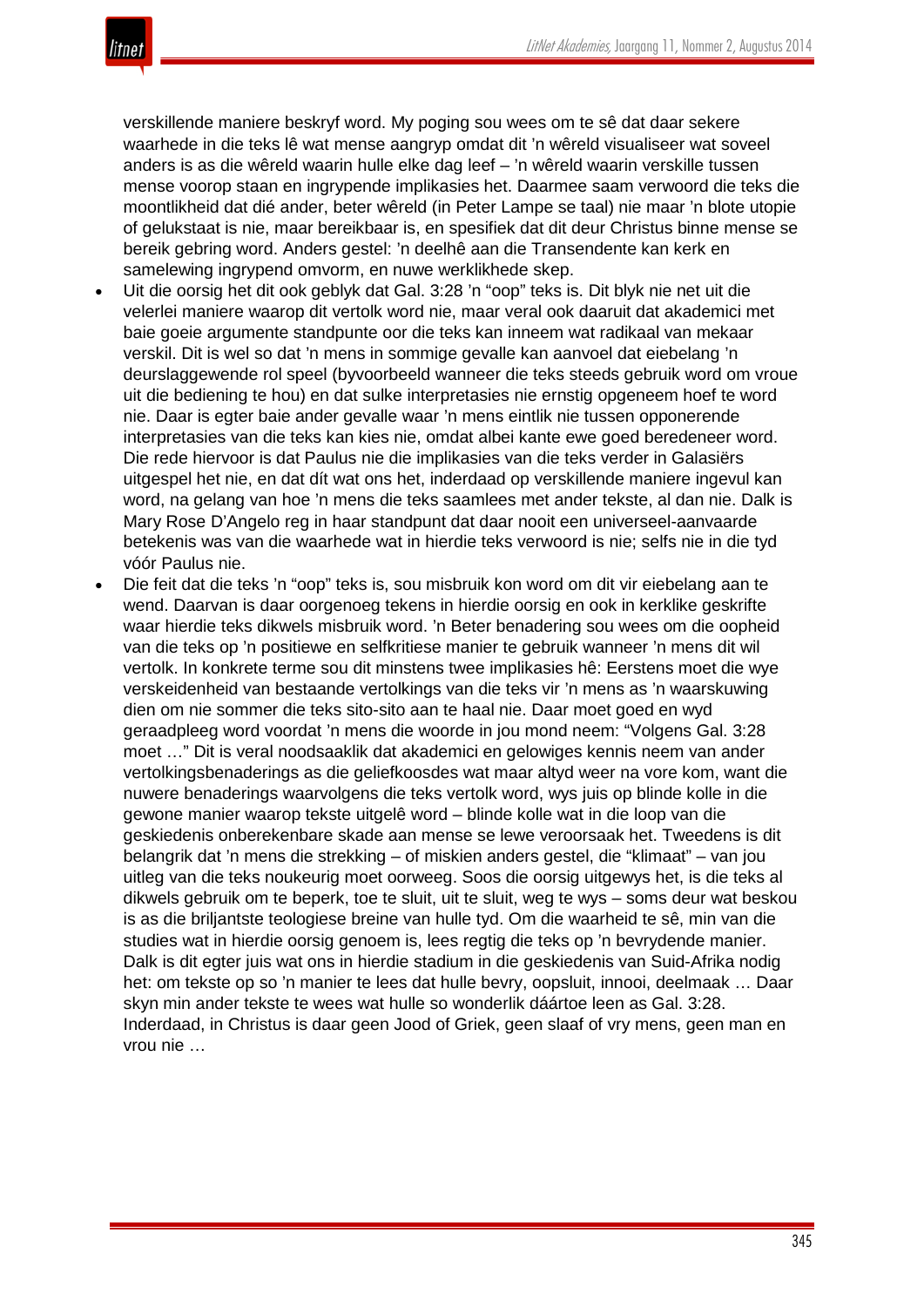verskillende maniere beskryf word. My poging sou wees om te sê dat daar sekere waarhede in die teks lê wat mense aangryp omdat dit 'n wêreld visualiseer wat soveel anders is as die wêreld waarin hulle elke dag leef – 'n wêreld waarin verskille tussen mense voorop staan en ingrypende implikasies het. Daarmee saam verwoord die teks die moontlikheid dat dié ander, beter wêreld (in Peter Lampe se taal) nie maar 'n blote utopie of gelukstaat is nie, maar bereikbaar is, en spesifiek dat dit deur Christus binne mense se bereik gebring word. Anders gestel: 'n deelhê aan die Transendente kan kerk en samelewing ingrypend omvorm, en nuwe werklikhede skep.

- Uit die oorsig het dit ook geblyk dat Gal. 3:28 'n "oop" teks is. Dit blyk nie net uit die velerlei maniere waarop dit vertolk word nie, maar veral ook daaruit dat akademici met baie goeie argumente standpunte oor die teks kan inneem wat radikaal van mekaar verskil. Dit is wel so dat 'n mens in sommige gevalle kan aanvoel dat eiebelang 'n deurslaggewende rol speel (byvoorbeeld wanneer die teks steeds gebruik word om vroue uit die bediening te hou) en dat sulke interpretasies nie ernstig opgeneem hoef te word nie. Daar is egter baie ander gevalle waar 'n mens eintlik nie tussen opponerende interpretasies van die teks kan kies nie, omdat albei kante ewe goed beredeneer word. Die rede hiervoor is dat Paulus nie die implikasies van die teks verder in Galasiërs uitgespel het nie, en dat dít wat ons het, inderdaad op verskillende maniere ingevul kan word, na gelang van hoe 'n mens die teks saamlees met ander tekste, al dan nie. Dalk is Mary Rose D'Angelo reg in haar standpunt dat daar nooit een universeel-aanvaarde betekenis was van die waarhede wat in hierdie teks verwoord is nie; selfs nie in die tyd vóór Paulus nie.
- Die feit dat die teks 'n "oop" teks is, sou misbruik kon word om dit vir eiebelang aan te wend. Daarvan is daar oorgenoeg tekens in hierdie oorsig en ook in kerklike geskrifte waar hierdie teks dikwels misbruik word. 'n Beter benadering sou wees om die oopheid van die teks op 'n positiewe en selfkritiese manier te gebruik wanneer 'n mens dit wil vertolk. In konkrete terme sou dit minstens twee implikasies hê: Eerstens moet die wye verskeidenheid van bestaande vertolkings van die teks vir 'n mens as 'n waarskuwing dien om nie sommer die teks sito-sito aan te haal nie. Daar moet goed en wyd geraadpleeg word voordat 'n mens die woorde in jou mond neem: "Volgens Gal. 3:28 moet …" Dit is veral noodsaaklik dat akademici en gelowiges kennis neem van ander vertolkingsbenaderings as die geliefkoosdes wat maar altyd weer na vore kom, want die nuwere benaderings waarvolgens die teks vertolk word, wys juis op blinde kolle in die gewone manier waarop tekste uitgelê word – blinde kolle wat in die loop van die geskiedenis onberekenbare skade aan mense se lewe veroorsaak het. Tweedens is dit belangrik dat 'n mens die strekking – of miskien anders gestel, die "klimaat" – van jou uitleg van die teks noukeurig moet oorweeg. Soos die oorsig uitgewys het, is die teks al dikwels gebruik om te beperk, toe te sluit, uit te sluit, weg te wys – soms deur wat beskou is as die briljantste teologiese breine van hulle tyd. Om die waarheid te sê, min van die studies wat in hierdie oorsig genoem is, lees regtig die teks op 'n bevrydende manier. Dalk is dit egter juis wat ons in hierdie stadium in die geskiedenis van Suid-Afrika nodig het: om tekste op so 'n manier te lees dat hulle bevry, oopsluit, innooi, deelmaak … Daar skyn min ander tekste te wees wat hulle so wonderlik dáártoe leen as Gal. 3:28. Inderdaad, in Christus is daar geen Jood of Griek, geen slaaf of vry mens, geen man en vrou nie …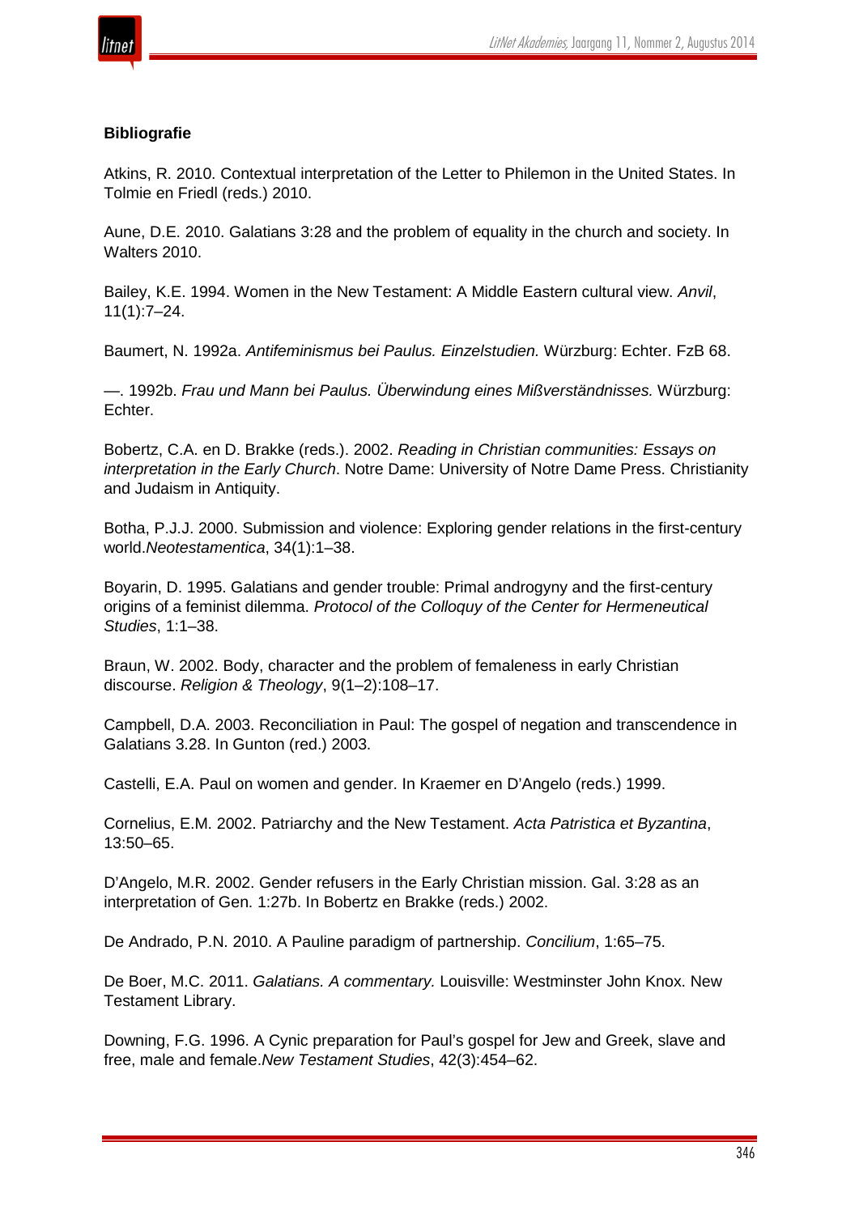**Bibliografie**

Atkins, R. 2010. Contextual interpretation of the Letter to Philemon in the United States. In Tolmie en Friedl (reds.) 2010.

Aune, D.E. 2010. Galatians 3:28 and the problem of equality in the church and society. In Walters 2010.

Bailey, K.E. 1994. Women in the New Testament: A Middle Eastern cultural view. *Anvil*, 11(1):7–24.

Baumert, N. 1992a. *Antifeminismus bei Paulus. Einzelstudien.* Würzburg: Echter. FzB 68.

—. 1992b. *Frau und Mann bei Paulus. Überwindung eines Mißverständnisses.* Würzburg: Echter.

Bobertz, C.A. en D. Brakke (reds.). 2002. *Reading in Christian communities: Essays on interpretation in the Early Church*. Notre Dame: University of Notre Dame Press. Christianity and Judaism in Antiquity.

Botha, P.J.J. 2000. Submission and violence: Exploring gender relations in the first-century world.*Neotestamentica*, 34(1):1–38.

Boyarin, D. 1995. Galatians and gender trouble: Primal androgyny and the first-century origins of a feminist dilemma. *Protocol of the Colloquy of the Center for Hermeneutical Studies*, 1:1–38.

Braun, W. 2002. Body, character and the problem of femaleness in early Christian discourse. *Religion & Theology*, 9(1–2):108–17.

Campbell, D.A. 2003. Reconciliation in Paul: The gospel of negation and transcendence in Galatians 3.28. In Gunton (red.) 2003.

Castelli, E.A. Paul on women and gender. In Kraemer en D'Angelo (reds.) 1999.

Cornelius, E.M. 2002. Patriarchy and the New Testament. *Acta Patristica et Byzantina*, 13:50–65.

D'Angelo, M.R. 2002. Gender refusers in the Early Christian mission. Gal. 3:28 as an interpretation of Gen. 1:27b. In Bobertz en Brakke (reds.) 2002.

De Andrado, P.N. 2010. A Pauline paradigm of partnership. *Concilium*, 1:65–75.

De Boer, M.C. 2011. *Galatians. A commentary.* Louisville: Westminster John Knox. New Testament Library.

Downing, F.G. 1996. A Cynic preparation for Paul's gospel for Jew and Greek, slave and free, male and female.*New Testament Studies*, 42(3):454–62.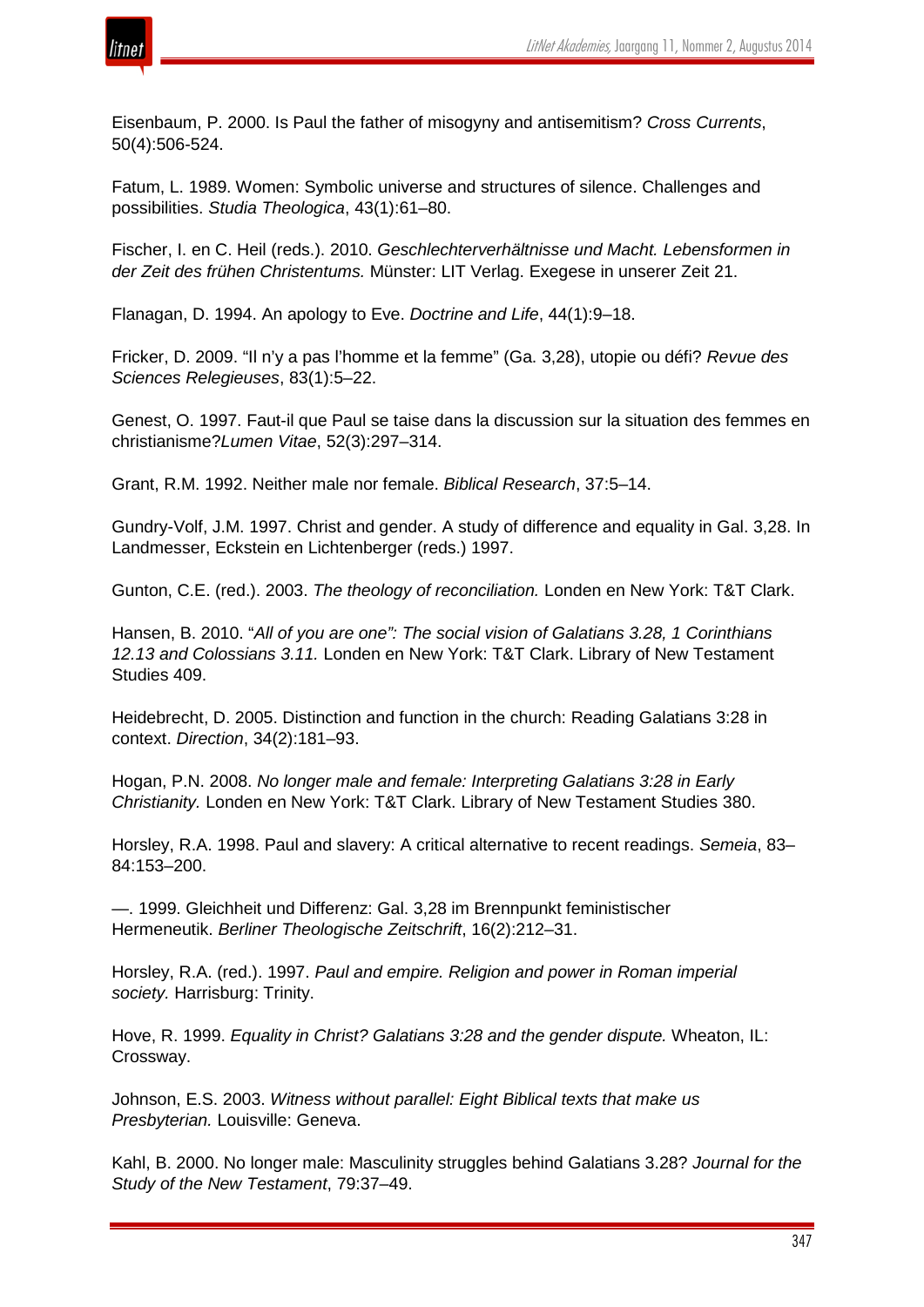Eisenbaum, P. 2000. Is Paul the father of misogyny and antisemitism? *Cross Currents*, 50(4):506-524.

Fatum, L. 1989. Women: Symbolic universe and structures of silence. Challenges and possibilities. *Studia Theologica*, 43(1):61–80.

Fischer, I. en C. Heil (reds.). 2010. *Geschlechterverhältnisse und Macht. Lebensformen in der Zeit des frühen Christentums.* Münster: LIT Verlag. Exegese in unserer Zeit 21.

Flanagan, D. 1994. An apology to Eve. *Doctrine and Life*, 44(1):9–18.

Fricker, D. 2009. “Il n'y a pas l'homme et la femme” (Ga. 3,28), utopie ou défi? *Revue des Sciences Relegieuses*, 83(1):5–22.

Genest, O. 1997. Faut-il que Paul se taise dans la discussion sur la situation des femmes en christianisme?*Lumen Vitae*, 52(3):297–314.

Grant, R.M. 1992. Neither male nor female. *Biblical Research*, 37:5–14.

Gundry-Volf, J.M. 1997. Christ and gender. A study of difference and equality in Gal. 3,28. In Landmesser, Eckstein en Lichtenberger (reds.) 1997.

Gunton, C.E. (red.). 2003. *The theology of reconciliation.* Londen en New York: T&T Clark.

Hansen, B. 2010. “*All of you are one”: The social vision of Galatians 3.28, 1 Corinthians 12.13 and Colossians 3.11.* Londen en New York: T&T Clark. Library of New Testament Studies 409.

Heidebrecht, D. 2005. Distinction and function in the church: Reading Galatians 3:28 in context. *Direction*, 34(2):181–93.

Hogan, P.N. 2008. *No longer male and female: Interpreting Galatians 3:28 in Early Christianity.* Londen en New York: T&T Clark. Library of New Testament Studies 380.

Horsley, R.A. 1998. Paul and slavery: A critical alternative to recent readings. *Semeia*, 83–84:153–200.

—. 1999. Gleichheit und Differenz: Gal. 3,28 im Brennpunkt feministischer Hermeneutik. *Berliner Theologische Zeitschrift*, 16(2):212–31.

Horsley, R.A. (red.). 1997. *Paul and empire. Religion and power in Roman imperial society.* Harrisburg: Trinity.

Hove, R. 1999. *Equality in Christ? Galatians 3:28 and the gender dispute.* Wheaton, IL: Crossway.

Johnson, E.S. 2003. *Witness without parallel: Eight Biblical texts that make us Presbyterian.* Louisville: Geneva.

Kahl, B. 2000. No longer male: Masculinity struggles behind Galatians 3.28? *Journal for the Study of the New Testament*, 79:37–49.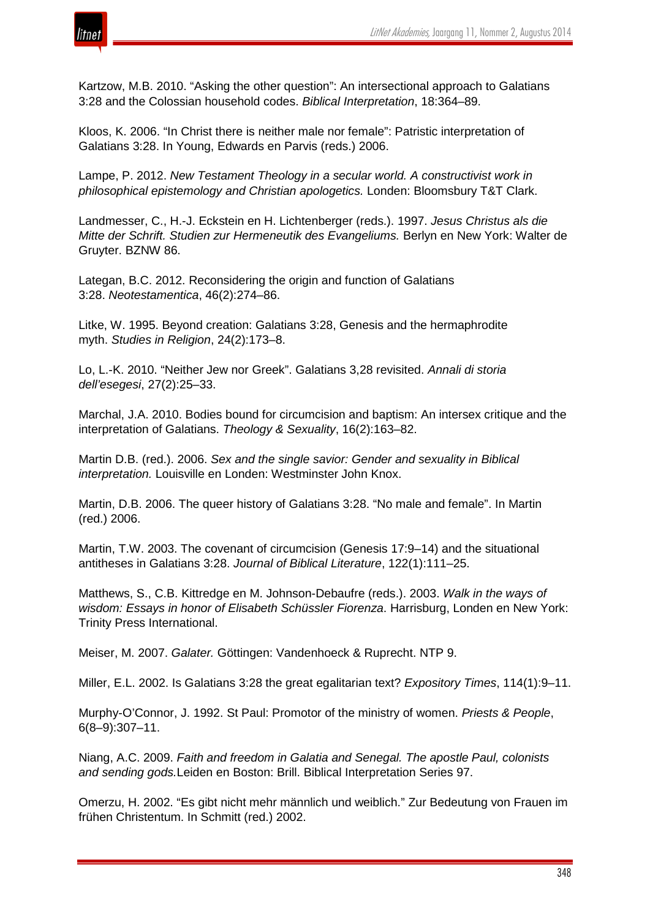Kartzow, M.B. 2010. "Asking the other question": An intersectional approach to Galatians 3:28 and the Colossian household codes. *Biblical Interpretation*, 18:364–89.

Kloos, K. 2006. "In Christ there is neither male nor female": Patristic interpretation of Galatians 3:28. In Young, Edwards en Parvis (reds.) 2006.

Lampe, P. 2012. *New Testament Theology in a secular world. A constructivist work in philosophical epistemology and Christian apologetics.* Londen: Bloomsbury T&T Clark.

Landmesser, C., H.-J. Eckstein en H. Lichtenberger (reds.). 1997. *Jesus Christus als die Mitte der Schrift. Studien zur Hermeneutik des Evangeliums.* Berlyn en New York: Walter de Gruyter. BZNW 86.

Lategan, B.C. 2012. Reconsidering the origin and function of Galatians 3:28. *Neotestamentica*, 46(2):274–86.

Litke, W. 1995. Beyond creation: Galatians 3:28, Genesis and the hermaphrodite myth. *Studies in Religion*, 24(2):173–8.

Lo, L.-K. 2010. "Neither Jew nor Greek". Galatians 3,28 revisited. *Annali di storia dell'esegesi*, 27(2):25–33.

Marchal, J.A. 2010. Bodies bound for circumcision and baptism: An intersex critique and the interpretation of Galatians. *Theology & Sexuality*, 16(2):163–82.

Martin D.B. (red.). 2006. *Sex and the single savior: Gender and sexuality in Biblical interpretation.* Louisville en Londen: Westminster John Knox.

Martin, D.B. 2006. The queer history of Galatians 3:28. "No male and female". In Martin (red.) 2006.

Martin, T.W. 2003. The covenant of circumcision (Genesis 17:9–14) and the situational antitheses in Galatians 3:28. *Journal of Biblical Literature*, 122(1):111–25.

Matthews, S., C.B. Kittredge en M. Johnson-Debaufre (reds.). 2003. *Walk in the ways of wisdom: Essays in honor of Elisabeth Schüssler Fiorenza*. Harrisburg, Londen en New York: Trinity Press International.

Meiser, M. 2007. *Galater.* Göttingen: Vandenhoeck & Ruprecht. NTP 9.

Miller, E.L. 2002. Is Galatians 3:28 the great egalitarian text? *Expository Times*, 114(1):9–11.

Murphy-O'Connor, J. 1992. St Paul: Promotor of the ministry of women. *Priests & People*, 6(8–9):307–11.

Niang, A.C. 2009. *Faith and freedom in Galatia and Senegal. The apostle Paul, colonists and sending gods.*Leiden en Boston: Brill. Biblical Interpretation Series 97.

Omerzu, H. 2002. "Es gibt nicht mehr männlich und weiblich." Zur Bedeutung von Frauen im frühen Christentum. In Schmitt (red.) 2002.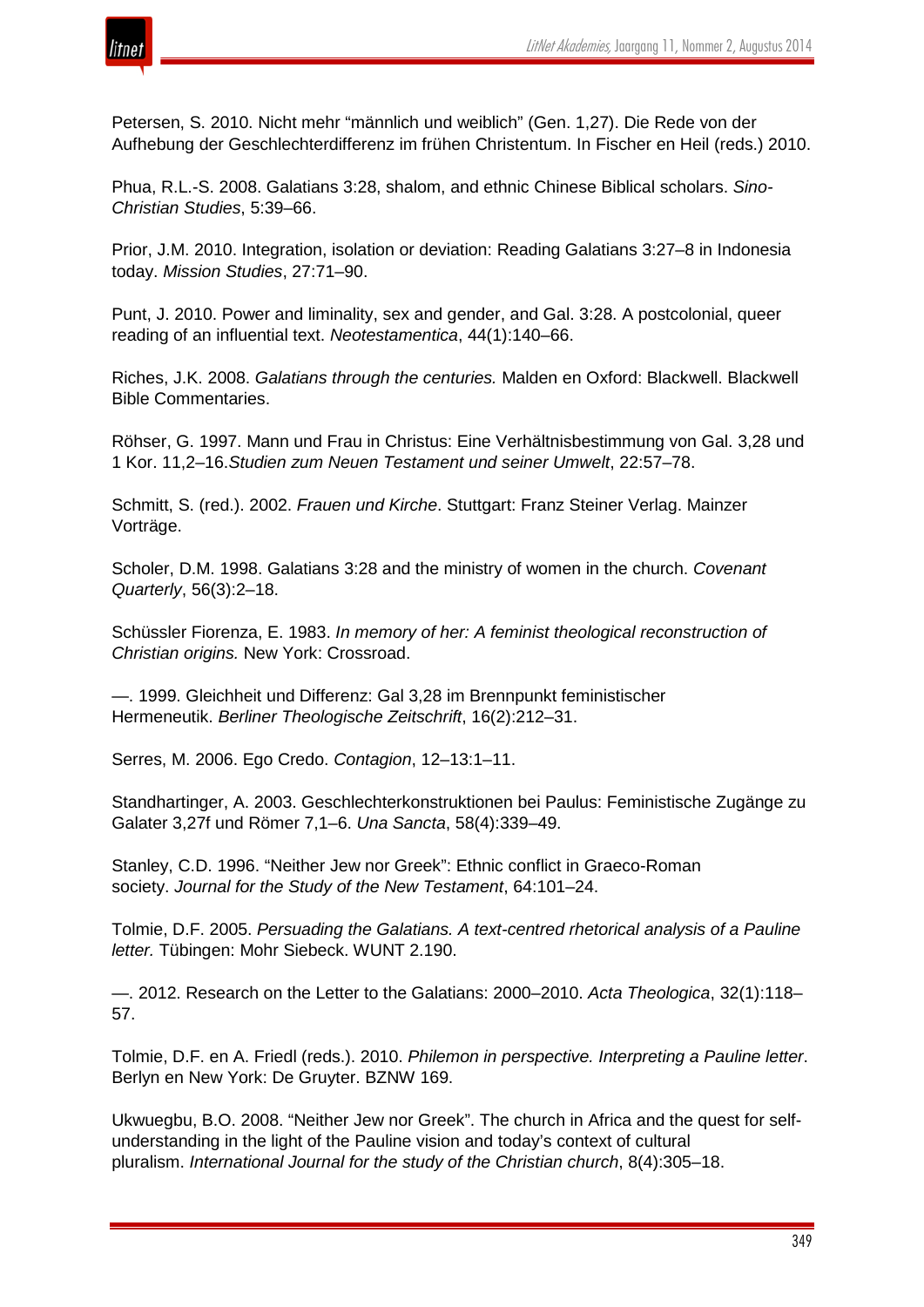Petersen, S. 2010. Nicht mehr "männlich und weiblich" (Gen. 1,27). Die Rede von der Aufhebung der Geschlechterdifferenz im frühen Christentum. In Fischer en Heil (reds.) 2010.

Phua, R.L.-S. 2008. Galatians 3:28, shalom, and ethnic Chinese Biblical scholars. *Sino-Christian Studies*, 5:39–66.

Prior, J.M. 2010. Integration, isolation or deviation: Reading Galatians 3:27–8 in Indonesia today. *Mission Studies*, 27:71–90.

Punt, J. 2010. Power and liminality, sex and gender, and Gal. 3:28. A postcolonial, queer reading of an influential text. *Neotestamentica*, 44(1):140–66.

Riches, J.K. 2008. *Galatians through the centuries.* Malden en Oxford: Blackwell. Blackwell Bible Commentaries.

Röhser, G. 1997. Mann und Frau in Christus: Eine Verhältnisbestimmung von Gal. 3,28 und 1 Kor. 11,2–16.*Studien zum Neuen Testament und seiner Umwelt*, 22:57–78.

Schmitt, S. (red.). 2002. *Frauen und Kirche*. Stuttgart: Franz Steiner Verlag. Mainzer Vorträge.

Scholer, D.M. 1998. Galatians 3:28 and the ministry of women in the church. *Covenant Quarterly*, 56(3):2–18.

Schüssler Fiorenza, E. 1983. *In memory of her: A feminist theological reconstruction of Christian origins.* New York: Crossroad.

—. 1999. Gleichheit und Differenz: Gal 3,28 im Brennpunkt feministischer Hermeneutik. *Berliner Theologische Zeitschrift*, 16(2):212–31.

Serres, M. 2006. Ego Credo. *Contagion*, 12–13:1–11.

Standhartinger, A. 2003. Geschlechterkonstruktionen bei Paulus: Feministische Zugänge zu Galater 3,27f und Römer 7,1–6. *Una Sancta*, 58(4):339–49.

Stanley, C.D. 1996. "Neither Jew nor Greek": Ethnic conflict in Graeco-Roman society. *Journal for the Study of the New Testament*, 64:101–24.

Tolmie, D.F. 2005. *Persuading the Galatians. A text-centred rhetorical analysis of a Pauline letter.* Tübingen: Mohr Siebeck. WUNT 2.190.

—. 2012. Research on the Letter to the Galatians: 2000–2010. *Acta Theologica*, 32(1):118–57.

Tolmie, D.F. en A. Friedl (reds.). 2010. *Philemon in perspective. Interpreting a Pauline letter*. Berlyn en New York: De Gruyter. BZNW 169.

Ukwuegbu, B.O. 2008. "Neither Jew nor Greek". The church in Africa and the quest for self-understanding in the light of the Pauline vision and today's context of cultural pluralism. *International Journal for the study of the Christian church*, 8(4):305–18.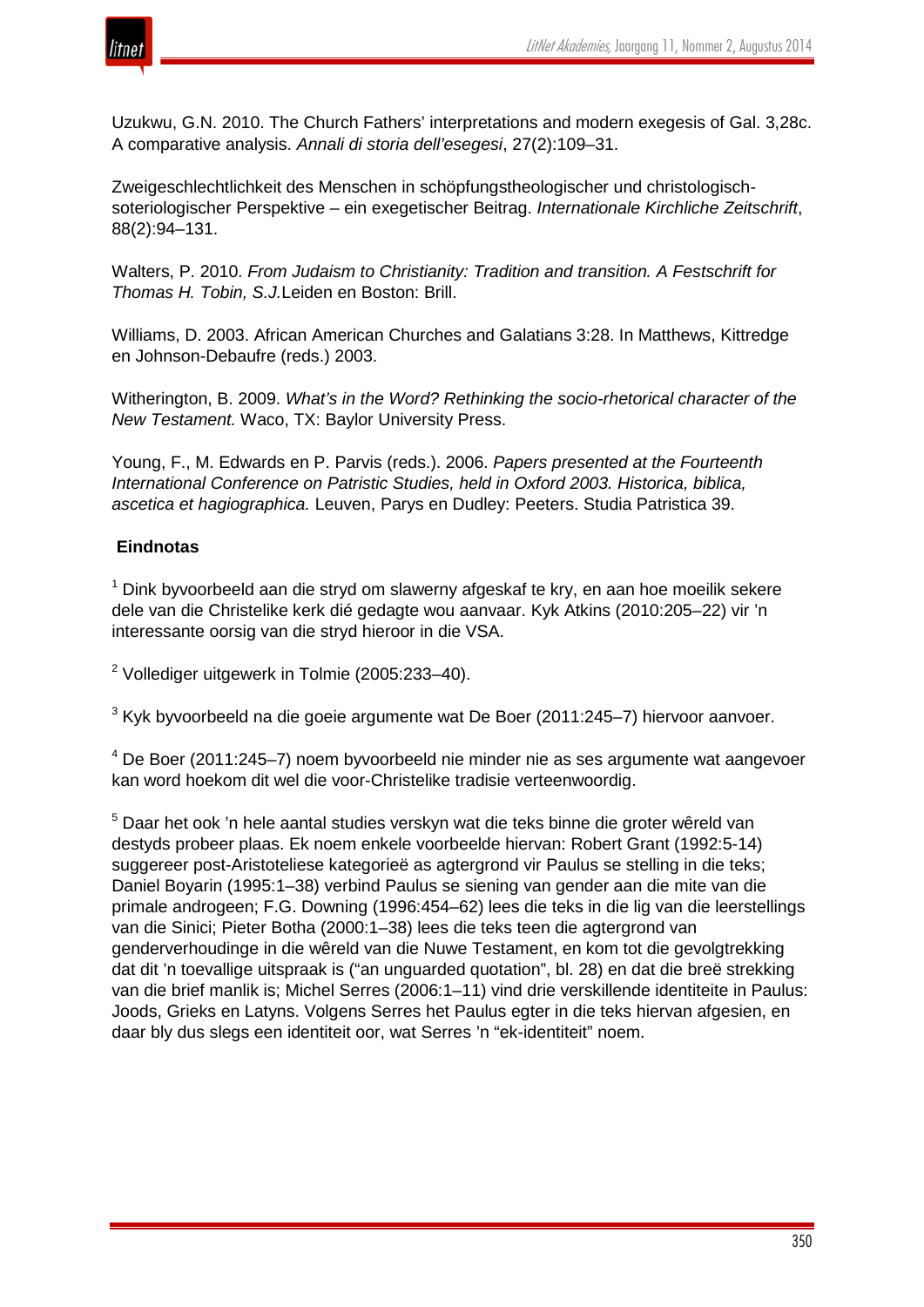Uzukwu, G.N. 2010. The Church Fathers' interpretations and modern exegesis of Gal. 3,28c. A comparative analysis. *Annali di storia dell'esegesi*, 27(2):109–31.

Zweigeschlechtlichkeit des Menschen in schöpfungstheologischer und christologisch-soteriologischer Perspektive – ein exegetischer Beitrag. *Internationale Kirchliche Zeitschrift*, 88(2):94–131.

Walters, P. 2010. *From Judaism to Christianity: Tradition and transition. A Festschrift for Thomas H. Tobin, S.J.*Leiden en Boston: Brill.

Williams, D. 2003. African American Churches and Galatians 3:28. In Matthews, Kittredge en Johnson-Debaufre (reds.) 2003.

Witherington, B. 2009. *What's in the Word? Rethinking the socio-rhetorical character of the New Testament.* Waco, TX: Baylor University Press.

Young, F., M. Edwards en P. Parvis (reds.). 2006. *Papers presented at the Fourteenth International Conference on Patristic Studies, held in Oxford 2003. Historica, biblica, ascetica et hagiographica.* Leuven, Parys en Dudley: Peeters. Studia Patristica 39.

**Eindnotas**

[1] Dink byvoorbeeld aan die stryd om slawerny afgeskaf te kry, en aan hoe moeilik sekere dele van die Christelike kerk dié gedagte wou aanvaar. Kyk Atkins (2010:205–22) vir 'n interessante oorsig van die stryd hieroor in die VSA.

[2] Vollediger uitgewerk in Tolmie (2005:233–40).

[3] Kyk byvoorbeeld na die goeie argumente wat De Boer (2011:245–7) hiervoor aanvoer.

[4] De Boer (2011:245–7) noem byvoorbeeld nie minder nie as ses argumente wat aangevoer kan word hoekom dit wel die voor-Christelike tradisie verteenwoordig.

[5] Daar het ook 'n hele aantal studies verskyn wat die teks binne die groter wêreld van destyds probeer plaas. Ek noem enkele voorbeelde hiervan: Robert Grant (1992:5-14) suggereer post-Aristoteliese kategorieë as agtergrond vir Paulus se stelling in die teks; Daniel Boyarin (1995:1–38) verbind Paulus se siening van gender aan die mite van die primale androgeen; F.G. Downing (1996:454–62) lees die teks in die lig van die leerstellings van die Sinici; Pieter Botha (2000:1–38) lees die teks teen die agtergrond van genderverhoudinge in die wêreld van die Nuwe Testament, en kom tot die gevolgtrekking dat dit 'n toevallige uitspraak is ("an unguarded quotation", bl. 28) en dat die breë strekking van die brief manlik is; Michel Serres (2006:1–11) vind drie verskillende identiteite in Paulus: Joods, Grieks en Latyns. Volgens Serres het Paulus egter in die teks hiervan afgesien, en daar bly dus slegs een identiteit oor, wat Serres 'n "ek-identiteit" noem.